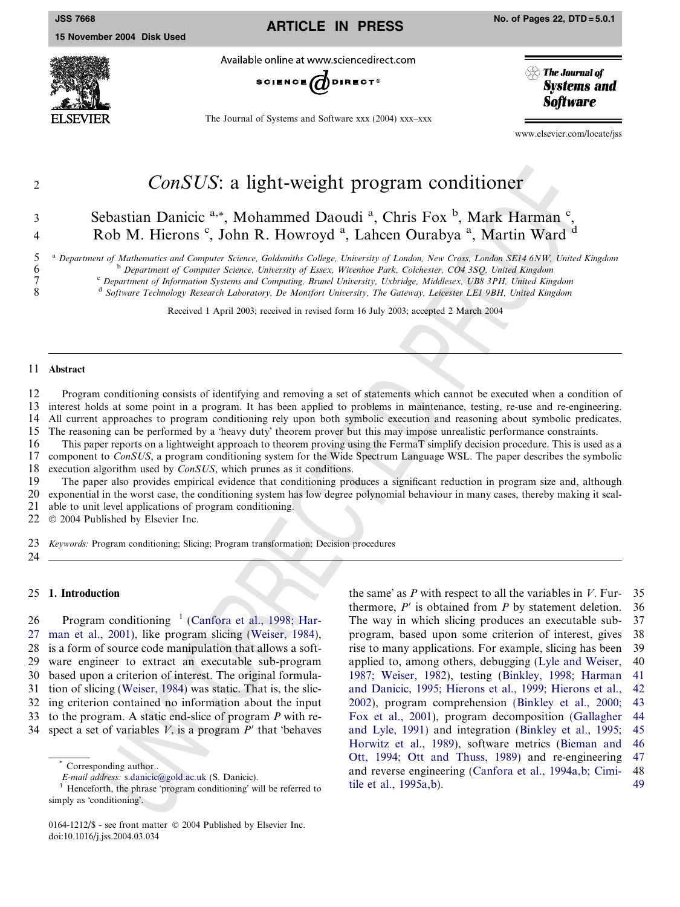# *ConSUS*: a light-weight program conditioner

Sebastian Danicic [a,*], Mohammed Daoudi [a], Chris Fox [b], Mark Harman [c], Rob M. Hierons [c], John R. Howroyd [a], Lahcen Ourabya [a], Martin Ward [d]

[a] Department of Mathematics and Computer Science, Goldsmiths College, University of London, New Cross, London SE14 6NW, United Kingdom
[b] Department of Computer Science, University of Essex, Wivenhoe Park, Colchester, CO4 3SQ, United Kingdom
[c] Department of Information Systems and Computing, Brunel University, Uxbridge, Middlesex, UB8 3PH, United Kingdom
[d] Software Technology Research Laboratory, De Montfort University, The Gateway, Leicester LE1 9BH, United Kingdom

Received 1 April 2003; received in revised form 16 July 2003; accepted 2 March 2004

## Abstract

Program conditioning consists of identifying and removing a set of statements which cannot be executed when a condition of interest holds at some point in a program. It has been applied to problems in maintenance, testing, re-use and re-engineering. All current approaches to program conditioning rely upon both symbolic execution and reasoning about symbolic predicates. The reasoning can be performed by a 'heavy duty' theorem prover but this may impose unrealistic performance constraints.

This paper reports on a lightweight approach to theorem proving using the FermaT simplify decision procedure. This is used as a component to *ConSUS*, a program conditioning system for the Wide Spectrum Language WSL. The paper describes the symbolic execution algorithm used by *ConSUS*, which prunes as it conditions.

The paper also provides empirical evidence that conditioning produces a significant reduction in program size and, although exponential in the worst case, the conditioning system has low degree polynomial behaviour in many cases, thereby making it scalable to unit level applications of program conditioning.

© 2004 Published by Elsevier Inc.

*Keywords:* Program conditioning; Slicing; Program transformation; Decision procedures

## 1. Introduction

Program conditioning [1] (Canfora et al., 1998; Harman et al., 2001), like program slicing (Weiser, 1984), is a form of source code manipulation that allows a software engineer to extract an executable sub-program based upon a criterion of interest. The original formulation of slicing (Weiser, 1984) was static. That is, the slicing criterion contained no information about the input to the program. A static end-slice of program $P$ with respect a set of variables $V$, is a program $P'$ that 'behaves the same' as $P$ with respect to all the variables in $V$. Furthermore, $P'$ is obtained from $P$ by statement deletion. The way in which slicing produces an executable subprogram, based upon some criterion of interest, gives rise to many applications. For example, slicing has been applied to, among others, debugging (Lyle and Weiser, 1987; Weiser, 1982), testing (Binkley, 1998; Harman and Danicic, 1995; Hierons et al., 1999; Hierons et al., 2002), program comprehension (Binkley et al., 2000; Fox et al., 2001), program decomposition (Gallagher and Lyle, 1991) and integration (Binkley et al., 1995; Horwitz et al., 1989), software metrics (Bieman and Ott, 1994; Ott and Thuss, 1989) and re-engineering and reverse engineering (Canfora et al., 1994a,b; Cimitile et al., 1995a,b).

[*] Corresponding author.
E-mail address: s.danicic@gold.ac.uk (S. Danicic).

[1] Henceforth, the phrase 'program conditioning' will be referred to simply as 'conditioning'.

0164-1212/$ - see front matter © 2004 Published by Elsevier Inc.
doi:10.1016/j.jss.2004.03.034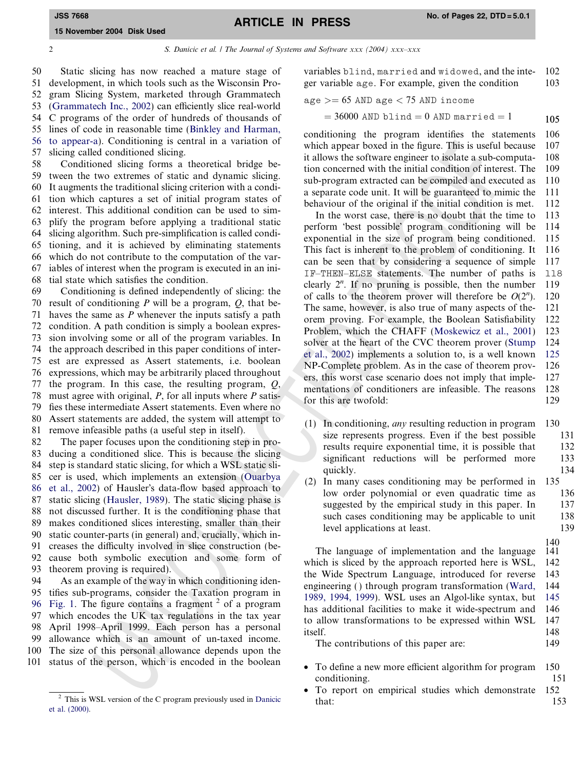Static slicing has now reached a mature stage of development, in which tools such as the Wisconsin Program Slicing System, marketed through Grammatech (Grammatech Inc., 2002) can efficiently slice real-world C programs of the order of hundreds of thousands of lines of code in reasonable time (Binkley and Harman, to appear-a). Conditioning is central in a variation of slicing called conditioned slicing.

Conditioned slicing forms a theoretical bridge between the two extremes of static and dynamic slicing. It augments the traditional slicing criterion with a condition which captures a set of initial program states of interest. This additional condition can be used to simplify the program before applying a traditional static slicing algorithm. Such pre-simplification is called conditioning, and it is achieved by eliminating statements which do not contribute to the computation of the variables of interest when the program is executed in an initial state which satisfies the condition.

Conditioning is defined independently of slicing: the result of conditioning *P* will be a program, *Q*, that behaves the same as *P* whenever the inputs satisfy a path condition. A path condition is simply a boolean expression involving some or all of the program variables. In the approach described in this paper conditions of interest are expressed as Assert statements, i.e. boolean expressions, which may be arbitrarily placed throughout the program. In this case, the resulting program, *Q*, must agree with original, *P*, for all inputs where *P* satisfies these intermediate Assert statements. Even where no Assert statements are added, the system will attempt to remove infeasible paths (a useful step in itself).

The paper focuses upon the conditioning step in producing a conditioned slice. This is because the slicing step is standard static slicing, for which a WSL static slicer is used, which implements an extension (Ouarbya et al., 2002) of Hausler's data-flow based approach to static slicing (Hausler, 1989). The static slicing phase is not discussed further. It is the conditioning phase that makes conditioned slices interesting, smaller than their static counter-parts (in general) and, crucially, which increases the difficulty involved in slice construction (because both symbolic execution and some form of theorem proving is required).

As an example of the way in which conditioning identifies sub-programs, consider the Taxation program in Fig. 1. The figure contains a fragment [2] of a program which encodes the UK tax regulations in the tax year April 1998–April 1999. Each person has a personal allowance which is an amount of un-taxed income. The size of this personal allowance depends upon the status of the person, which is encoded in the boolean variables `blind`, `married` and `widowed`, and the integer variable `age`. For example, given the condition

$$\texttt{age} >= 65 \texttt{ AND age} < 75 \texttt{ AND income} = 36000 \texttt{ AND blind} = 0 \texttt{ AND married} = 1$$

conditioning the program identifies the statements which appear boxed in the figure. This is useful because it allows the software engineer to isolate a sub-computation concerned with the initial condition of interest. The sub-program extracted can be compiled and executed as a separate code unit. It will be guaranteed to mimic the behaviour of the original if the initial condition is met.

In the worst case, there is no doubt that the time to perform 'best possible' program conditioning will be exponential in the size of program being conditioned. This fact is inherent to the problem of conditioning. It can be seen that by considering a sequence of simple IF–THEN–ELSE statements. The number of paths is clearly $2^n$. If no pruning is possible, then the number of calls to the theorem prover will therefore be $O(2^n)$. The same, however, is also true of many aspects of theorem proving. For example, the Boolean Satisfiability Problem, which the CHAFF (Moskewicz et al., 2001) solver at the heart of the CVC theorem prover (Stump et al., 2002) implements a solution to, is a well known NP-Complete problem. As in the case of theorem provers, this worst case scenario does not imply that implementations of conditioners are infeasible. The reasons for this are twofold:

(1) In conditioning, *any* resulting reduction in program size represents progress. Even if the best possible results require exponential time, it is possible that significant reductions will be performed more quickly.
(2) In many cases conditioning may be performed in low order polynomial or even quadratic time as suggested by the empirical study in this paper. In such cases conditioning may be applicable to unit level applications at least.

The language of implementation and the language which is sliced by the approach reported here is WSL, the Wide Spectrum Language, introduced for reverse engineering () through program transformation (Ward, 1989, 1994, 1999). WSL uses an Algol-like syntax, but has additional facilities to make it wide-spectrum and to allow transformations to be expressed within WSL itself.

The contributions of this paper are:

- To define a new more efficient algorithm for program conditioning.
- To report on empirical studies which demonstrate that:

[2] This is WSL version of the C program previously used in Danicic et al. (2000).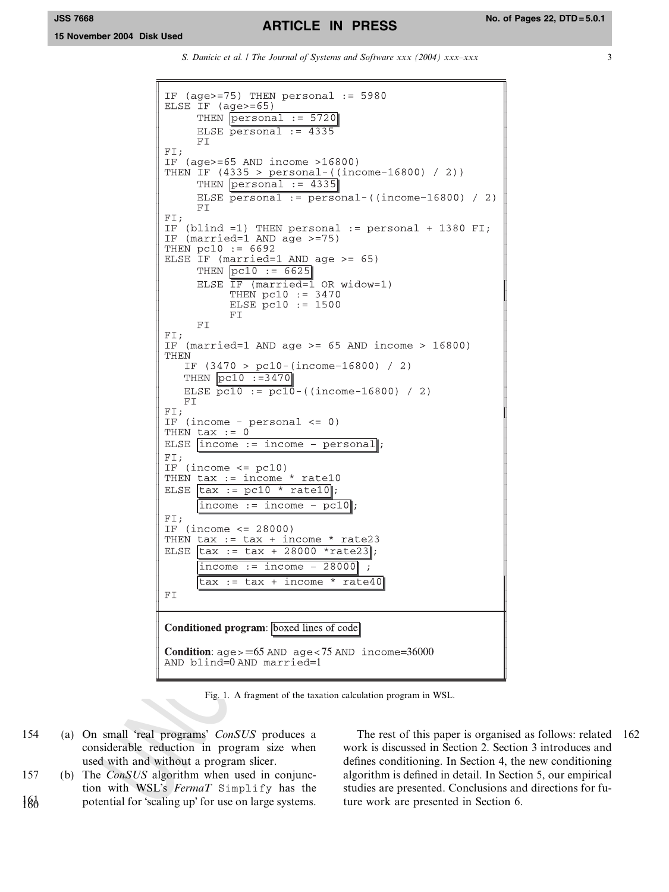```
IF (age>=75) THEN personal := 5980
ELSE IF (age>=65)
     THEN personal := 5720
     ELSE personal := 4335
     FI
FI;
IF (age>=65 AND income >16800)
THEN IF (4335 > personal-((income-16800) / 2))
     THEN personal := 4335
     ELSE personal := personal-((income-16800) / 2)
     FI
FI;
IF (blind =1) THEN personal := personal + 1380 FI;
IF (married=1 AND age >=75)
THEN pc10 := 6692
ELSE IF (married=1 AND age >= 65)
     THEN pc10 := 6625
     ELSE IF (married=1 OR widow=1)
          THEN pc10 := 3470
          ELSE pc10 := 1500
          FI
     FI
FI;
IF (married=1 AND age >= 65 AND income > 16800)
THEN
   IF (3470 > pc10-(income-16800) / 2)
   THEN pc10 :=3470
   ELSE pc10 := pc10-((income-16800) / 2)
   FI
FI;
IF (income - personal <= 0)
THEN tax := 0
ELSE income := income - personal;
FI;
IF (income <= pc10)
THEN tax := income * rate10
ELSE tax := pc10 * rate10;
     income := income - pc10;
FI;
IF (income <= 28000)
THEN tax := tax + income * rate23
ELSE tax := tax + 28000 *rate23;
     income := income - 28000 ;
     tax := tax + income * rate40
FI
```

**Conditioned program**: boxed lines of code

**Condition**: age>=65 AND age<75 AND income=36000 AND blind=0 AND married=1

Fig. 1. A fragment of the taxation calculation program in WSL.

(a) On small 'real programs' *ConSUS* produces a considerable reduction in program size when used with and without a program slicer.

(b) The *ConSUS* algorithm when used in conjunction with WSL's *FermaT* Simplify has the potential for 'scaling up' for use on large systems.

The rest of this paper is organised as follows: related work is discussed in Section 2. Section 3 introduces and defines conditioning. In Section 4, the new conditioning algorithm is defined in detail. In Section 5, our empirical studies are presented. Conclusions and directions for future work are presented in Section 6.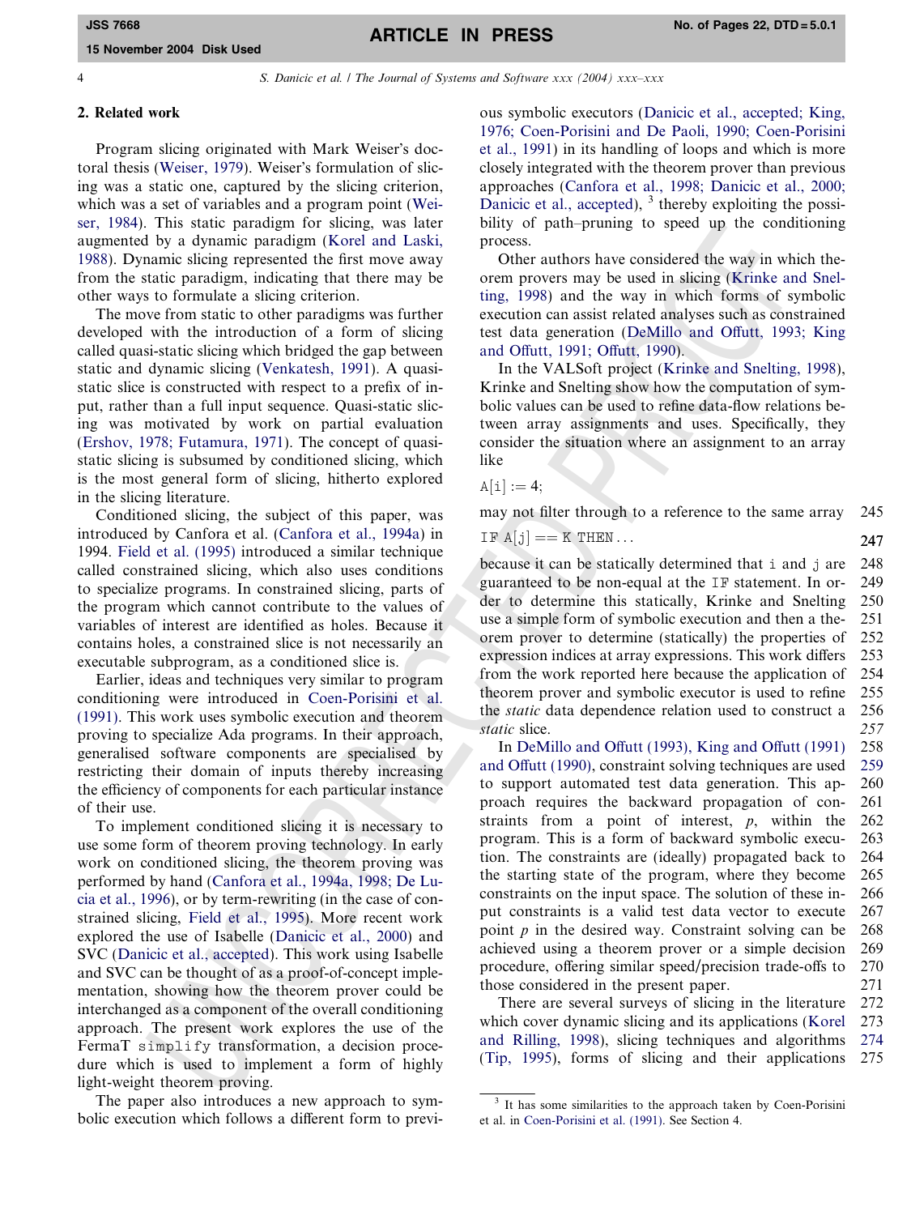## 2. Related work

Program slicing originated with Mark Weiser's doctoral thesis (Weiser, 1979). Weiser's formulation of slicing was a static one, captured by the slicing criterion, which was a set of variables and a program point (Weiser, 1984). This static paradigm for slicing, was later augmented by a dynamic paradigm (Korel and Laski, 1988). Dynamic slicing represented the first move away from the static paradigm, indicating that there may be other ways to formulate a slicing criterion.

The move from static to other paradigms was further developed with the introduction of a form of slicing called quasi-static slicing which bridged the gap between static and dynamic slicing (Venkatesh, 1991). A quasi-static slice is constructed with respect to a prefix of input, rather than a full input sequence. Quasi-static slicing was motivated by work on partial evaluation (Ershov, 1978; Futamura, 1971). The concept of quasi-static slicing is subsumed by conditioned slicing, which is the most general form of slicing, hitherto explored in the slicing literature.

Conditioned slicing, the subject of this paper, was introduced by Canfora et al. (Canfora et al., 1994a) in 1994. Field et al. (1995) introduced a similar technique called constrained slicing, which also uses conditions to specialize programs. In constrained slicing, parts of the program which cannot contribute to the values of variables of interest are identified as holes. Because it contains holes, a constrained slice is not necessarily an executable subprogram, as a conditioned slice is.

Earlier, ideas and techniques very similar to program conditioning were introduced in Coen-Porisini et al. (1991). This work uses symbolic execution and theorem proving to specialize Ada programs. In their approach, generalised software components are specialised by restricting their domain of inputs thereby increasing the efficiency of components for each particular instance of their use.

To implement conditioned slicing it is necessary to use some form of theorem proving technology. In early work on conditioned slicing, the theorem proving was performed by hand (Canfora et al., 1994a, 1998; De Lucia et al., 1996), or by term-rewriting (in the case of constrained slicing, Field et al., 1995). More recent work explored the use of Isabelle (Danicic et al., 2000) and SVC (Danicic et al., accepted). This work using Isabelle and SVC can be thought of as a proof-of-concept implementation, showing how the theorem prover could be interchanged as a component of the overall conditioning approach. The present work explores the use of the FermaT `simplify` transformation, a decision procedure which is used to implement a form of highly light-weight theorem proving.

The paper also introduces a new approach to symbolic execution which follows a different form to previous symbolic executors (Danicic et al., accepted; King, 1976; Coen-Porisini and De Paoli, 1990; Coen-Porisini et al., 1991) in its handling of loops and which is more closely integrated with the theorem prover than previous approaches (Canfora et al., 1998; Danicic et al., 2000; Danicic et al., accepted), [3] thereby exploiting the possibility of path–pruning to speed up the conditioning process.

Other authors have considered the way in which theorem provers may be used in slicing (Krinke and Snelting, 1998) and the way in which forms of symbolic execution can assist related analyses such as constrained test data generation (DeMillo and Offutt, 1993; King and Offutt, 1991; Offutt, 1990).

In the VALSoft project (Krinke and Snelting, 1998), Krinke and Snelting show how the computation of symbolic values can be used to refine data-flow relations between array assignments and uses. Specifically, they consider the situation where an assignment to an array like

```
A[i] := 4;
```

may not filter through to a reference to the same array

```
IF A[j] == K THEN...
```

because it can be statically determined that i and j are guaranteed to be non-equal at the IF statement. In order to determine this statically, Krinke and Snelting use a simple form of symbolic execution and then a theorem prover to determine (statically) the properties of expression indices at array expressions. This work differs from the work reported here because the application of theorem prover and symbolic executor is used to refine the *static* data dependence relation used to construct a *static* slice.

In DeMillo and Offutt (1993), King and Offutt (1991) and Offutt (1990), constraint solving techniques are used to support automated test data generation. This approach requires the backward propagation of constraints from a point of interest, $p$, within the program. This is a form of backward symbolic execution. The constraints are (ideally) propagated back to the starting state of the program, where they become constraints on the input space. The solution of these input constraints is a valid test data vector to execute point $p$ in the desired way. Constraint solving can be achieved using a theorem prover or a simple decision procedure, offering similar speed/precision trade-offs to those considered in the present paper.

There are several surveys of slicing in the literature which cover dynamic slicing and its applications (Korel and Rilling, 1998), slicing techniques and algorithms (Tip, 1995), forms of slicing and their applications

[3] It has some similarities to the approach taken by Coen-Porisini et al. in Coen-Porisini et al. (1991). See Section 4.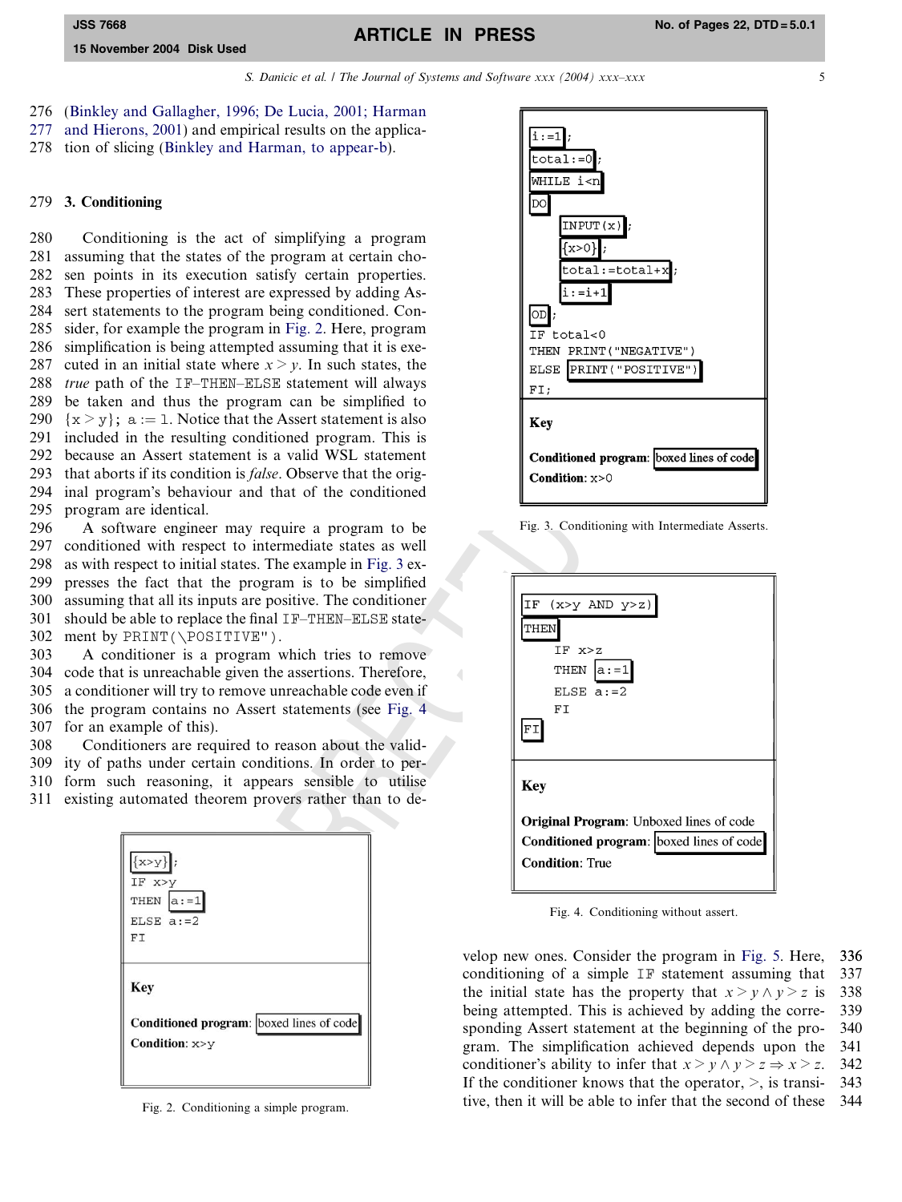(Binkley and Gallagher, 1996; De Lucia, 2001; Harman and Hierons, 2001) and empirical results on the application of slicing (Binkley and Harman, to appear-b).

## 3. Conditioning

Conditioning is the act of simplifying a program assuming that the states of the program at certain chosen points in its execution satisfy certain properties. These properties of interest are expressed by adding Assert statements to the program being conditioned. Consider, for example the program in Fig. 2. Here, program simplification is being attempted assuming that it is executed in an initial state where $x > y$. In such states, the *true* path of the IF–THEN–ELSE statement will always be taken and thus the program can be simplified to {x > y}; a := 1. Notice that the Assert statement is also included in the resulting conditioned program. This is because an Assert statement is a valid WSL statement that aborts if its condition is *false*. Observe that the original program's behaviour and that of the conditioned program are identical.

A software engineer may require a program to be conditioned with respect to intermediate states as well as with respect to initial states. The example in Fig. 3 expresses the fact that the program is to be simplified assuming that all its inputs are positive. The conditioner should be able to replace the final IF–THEN–ELSE statement by PRINT(\POSITIVE").

A conditioner is a program which tries to remove code that is unreachable given the assertions. Therefore, a conditioner will try to remove unreachable code even if the program contains no Assert statements (see Fig. 4 for an example of this).

Conditioners are required to reason about the validity of paths under certain conditions. In order to perform such reasoning, it appears sensible to utilise existing automated theorem provers rather than to develop new ones. Consider the program in Fig. 5. Here, conditioning of a simple IF statement assuming that the initial state has the property that $x > y \wedge y > z$ is being attempted. This is achieved by adding the corresponding Assert statement at the beginning of the program. The simplification achieved depends upon the conditioner's ability to infer that $x > y \wedge y > z \Rightarrow x > z$. If the conditioner knows that the operator, $>$, is transitive, then it will be able to infer that the second of these

```
{x>y};
IF x>y
THEN a:=1
ELSE a:=2
FI
```

**Key**

**Conditioned program**: boxed lines of code

**Condition**: x>y

Fig. 2. Conditioning a simple program.

```
i:=1;
total:=0;
WHILE i<n
DO
    INPUT(x);
    {x>0};
    total:=total+x;
    i:=i+1
OD;
IF total<0
THEN PRINT("NEGATIVE")
ELSE PRINT("POSITIVE")
FI;
```

**Key**

**Conditioned program**: boxed lines of code

**Condition**: x>0

Fig. 3. Conditioning with Intermediate Asserts.

```
IF (x>y AND y>z)
THEN
    IF x>z
    THEN a:=1
    ELSE a:=2
    FI
FI
```

**Key**

**Original Program**: Unboxed lines of code

**Conditioned program**: boxed lines of code

**Condition**: True

Fig. 4. Conditioning without assert.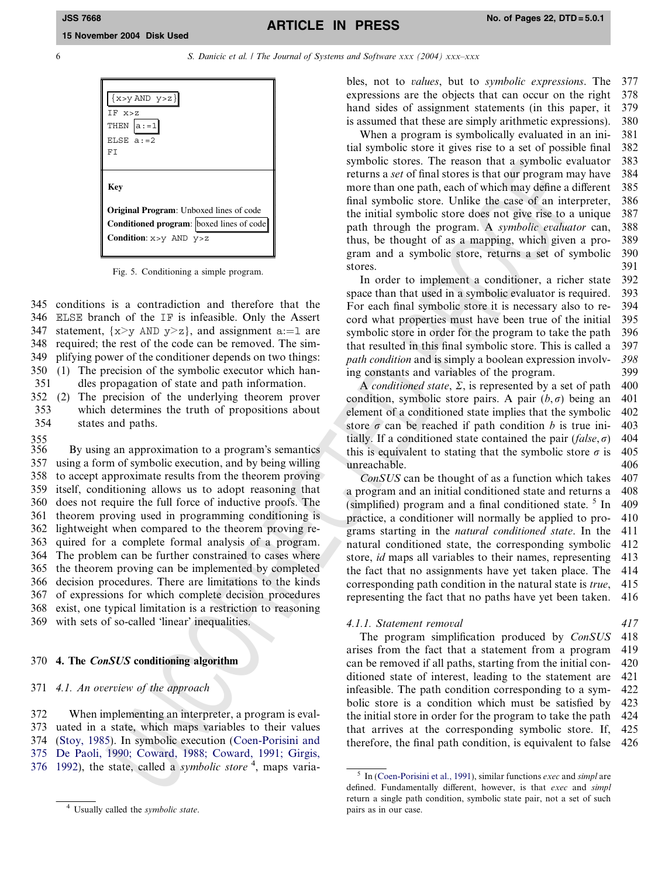```
{x>y AND y>z}
IF x>z
THEN a:=1
ELSE a:=2
FI
```

**Key**

**Original Program**: Unboxed lines of code
**Conditioned program**: boxed lines of code
**Condition**: x>y AND y>z

Fig. 5. Conditioning a simple program.

conditions is a contradiction and therefore that the ELSE branch of the IF is infeasible. Only the Assert statement, {x>y AND y>z}, and assignment a:=1 are required; the rest of the code can be removed. The simplifying power of the conditioner depends on two things:

1. The precision of the symbolic executor which handles propagation of state and path information.
2. The precision of the underlying theorem prover which determines the truth of propositions about states and paths.

By using an approximation to a program's semantics using a form of symbolic execution, and by being willing to accept approximate results from the theorem proving itself, conditioning allows us to adopt reasoning that does not require the full force of inductive proofs. The theorem proving used in programming conditioning is lightweight when compared to the theorem proving required for a complete formal analysis of a program. The problem can be further constrained to cases where the theorem proving can be implemented by completed decision procedures. There are limitations to the kinds of expressions for which complete decision procedures exist, one typical limitation is a restriction to reasoning with sets of so-called 'linear' inequalities.

## 4. The *ConSUS* conditioning algorithm

### 4.1. An overview of the approach

When implementing an interpreter, a program is evaluated in a state, which maps variables to their values (Stoy, 1985). In symbolic execution (Coen-Porisini and De Paoli, 1990; Coward, 1988; Coward, 1991; Girgis, 1992), the state, called a *symbolic store* [4], maps variables, not to *values*, but to *symbolic expressions*. The expressions are the objects that can occur on the right hand sides of assignment statements (in this paper, it is assumed that these are simply arithmetic expressions).

When a program is symbolically evaluated in an initial symbolic store it gives rise to a set of possible final symbolic stores. The reason that a symbolic evaluator returns a *set* of final stores is that our program may have more than one path, each of which may define a different final symbolic store. Unlike the case of an interpreter, the initial symbolic store does not give rise to a unique path through the program. A *symbolic evaluator* can, thus, be thought of as a mapping, which given a program and a symbolic store, returns a set of symbolic stores.

In order to implement a conditioner, a richer state space than that used in a symbolic evaluator is required. For each final symbolic store it is necessary also to record what properties must have been true of the initial symbolic store in order for the program to take the path that resulted in this final symbolic store. This is called a *path condition* and is simply a boolean expression involving constants and variables of the program.

A *conditioned state*, $\Sigma$, is represented by a set of path condition, symbolic store pairs. A pair $(b, \sigma)$ being an element of a conditioned state implies that the symbolic store $\sigma$ can be reached if path condition $b$ is true initially. If a conditioned state contained the pair $(\mathit{false}, \sigma)$ this is equivalent to stating that the symbolic store $\sigma$ is unreachable.

*ConSUS* can be thought of as a function which takes a program and an initial conditioned state and returns a (simplified) program and a final conditioned state. [5] In practice, a conditioner will normally be applied to programs starting in the *natural conditioned state*. In the natural conditioned state, the corresponding symbolic store, *id* maps all variables to their names, representing the fact that no assignments have yet taken place. The corresponding path condition in the natural state is *true*, representing the fact that no paths have yet been taken.

#### 4.1.1. Statement removal

The program simplification produced by *ConSUS* arises from the fact that a statement from a program can be removed if all paths, starting from the initial conditioned state of interest, leading to the statement are infeasible. The path condition corresponding to a symbolic store is a condition which must be satisfied by the initial store in order for the program to take the path that arrives at the corresponding symbolic store. If, therefore, the final path condition, is equivalent to false

---

[4] Usually called the *symbolic state*.

[5] In (Coen-Porisini et al., 1991), similar functions *exec* and *simpl* are defined. Fundamentally different, however, is that *exec* and *simpl* return a single path condition, symbolic state pair, not a set of such pairs as in our case.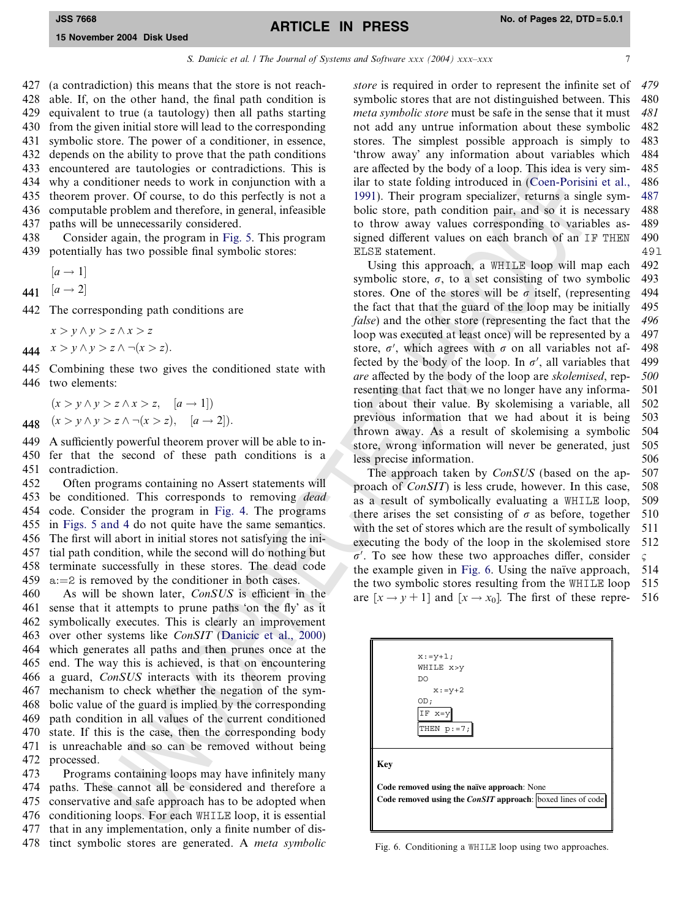(a contradiction) this means that the store is not reachable. If, on the other hand, the final path condition is equivalent to true (a tautology) then all paths starting from the given initial store will lead to the corresponding symbolic store. The power of a conditioner, in essence, depends on the ability to prove that the path conditions encountered are tautologies or contradictions. This is why a conditioner needs to work in conjunction with a theorem prover. Of course, to do this perfectly is not a computable problem and therefore, in general, infeasible paths will be unnecessarily considered.

Consider again, the program in Fig. 5. This program potentially has two possible final symbolic stores:

$$[a \rightarrow 1]$$
$$[a \rightarrow 2]$$

The corresponding path conditions are

$$x > y \wedge y > z \wedge x > z$$
$$x > y \wedge y > z \wedge \neg(x > z).$$

Combining these two gives the conditioned state with two elements:

$$(x > y \wedge y > z \wedge x > z, \quad [a \rightarrow 1])$$
$$(x > y \wedge y > z \wedge \neg(x > z), \quad [a \rightarrow 2]).$$

A sufficiently powerful theorem prover will be able to infer that the second of these path conditions is a contradiction.

Often programs containing no Assert statements will be conditioned. This corresponds to removing *dead* code. Consider the program in Fig. 4. The programs in Figs. 5 and 4 do not quite have the same semantics. The first will abort in initial stores not satisfying the initial path condition, while the second will do nothing but terminate successfully in these stores. The dead code a:=2 is removed by the conditioner in both cases.

As will be shown later, *ConSUS* is efficient in the sense that it attempts to prune paths 'on the fly' as it symbolically executes. This is clearly an improvement over other systems like *ConSIT* (Danicic et al., 2000) which generates all paths and then prunes once at the end. The way this is achieved, is that on encountering a guard, *ConSUS* interacts with its theorem proving mechanism to check whether the negation of the symbolic value of the guard is implied by the corresponding path condition in all values of the current conditioned state. If this is the case, then the corresponding body is unreachable and so can be removed without being processed.

Programs containing loops may have infinitely many paths. These cannot all be considered and therefore a conservative and safe approach has to be adopted when conditioning loops. For each WHILE loop, it is essential that in any implementation, only a finite number of distinct symbolic stores are generated. A *meta symbolic store* is required in order to represent the infinite set of symbolic stores that are not distinguished between. This *meta symbolic store* must be safe in the sense that it must not add any untrue information about these symbolic stores. The simplest possible approach is simply to 'throw away' any information about variables which are affected by the body of a loop. This idea is very similar to state folding introduced in (Coen-Porisini et al., 1991). Their program specializer, returns a single symbolic store, path condition pair, and so it is necessary to throw away values corresponding to variables assigned different values on each branch of an IF THEN ELSE statement.

Using this approach, a WHILE loop will map each symbolic store, $\sigma$, to a set consisting of two symbolic stores. One of the stores will be $\sigma$ itself, (representing the fact that that the guard of the loop may be initially *false*) and the other store (representing the fact that the loop was executed at least once) will be represented by a store, $\sigma'$, which agrees with $\sigma$ on all variables not affected by the body of the loop. In $\sigma'$, all variables that *are* affected by the body of the loop are *skolemised*, representing that fact that we no longer have any information about their value. By skolemising a variable, all previous information that we had about it is being thrown away. As a result of skolemising a symbolic store, wrong information will never be generated, just less precise information.

The approach taken by *ConSUS* (based on the approach of *ConSIT*) is less crude, however. In this case, as a result of symbolically evaluating a WHILE loop, there arises the set consisting of $\sigma$ as before, together with the set of stores which are the result of symbolically executing the body of the loop in the skolemised store $\sigma'$. To see how these two approaches differ, consider the example given in Fig. 6. Using the naïve approach, the two symbolic stores resulting from the WHILE loop are $[x \rightarrow y + 1]$ and $[x \rightarrow x_0]$. The first of these repre-

```
x:=y+1;
WHILE x>y
DO
   x:=y+2
OD;
IF x=y
THEN p:=7;
```

**Key**

**Code removed using the naïve approach**: None
**Code removed using the *ConSIT* approach**: boxed lines of code

Fig. 6. Conditioning a WHILE loop using two approaches.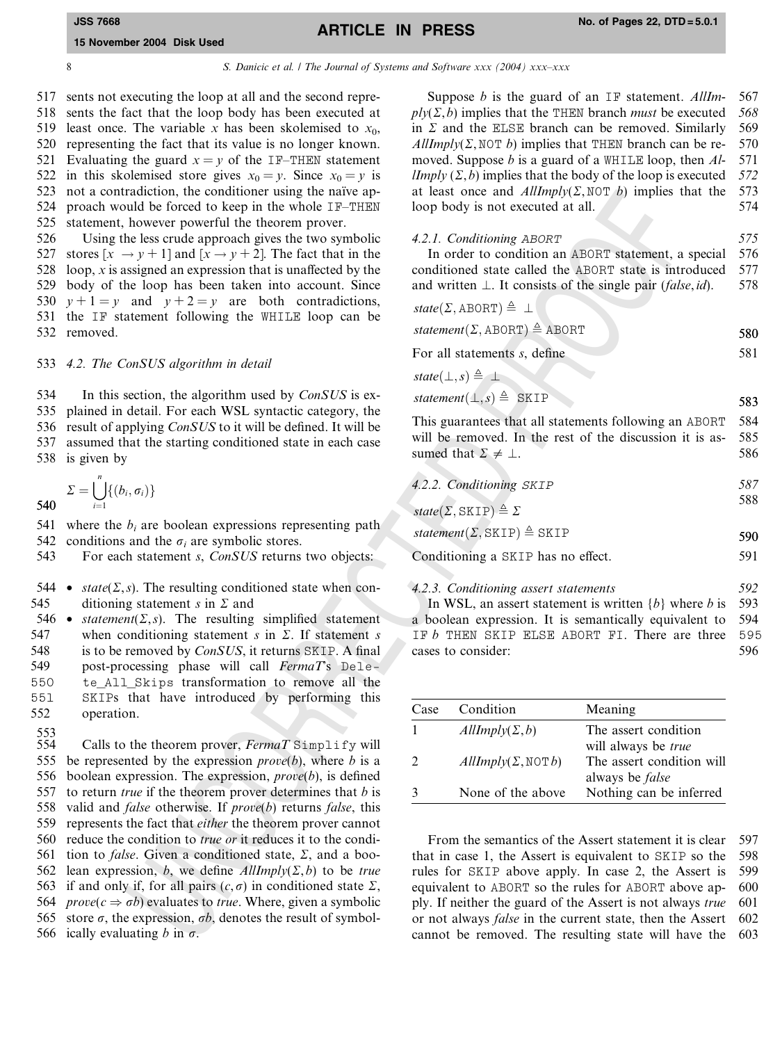sents not executing the loop at all and the second represents the fact that the loop body has been executed at least once. The variable $x$ has been skolemised to $x_0$, representing the fact that its value is no longer known. Evaluating the guard $x = y$ of the IF–THEN statement in this skolemised store gives $x_0 = y$. Since $x_0 = y$ is not a contradiction, the conditioner using the naïve approach would be forced to keep in the whole IF–THEN statement, however powerful the theorem prover.

Using the less crude approach gives the two symbolic stores $[x \to y+1]$ and $[x \to y+2]$. The fact that in the loop, $x$ is assigned an expression that is unaffected by the body of the loop has been taken into account. Since $y+1=y$ and $y+2=y$ are both contradictions, the IF statement following the WHILE loop can be removed.

### 4.2. The ConSUS algorithm in detail

In this section, the algorithm used by *ConSUS* is explained in detail. For each WSL syntactic category, the result of applying *ConSUS* to it will be defined. It will be assumed that the starting conditioned state in each case is given by

$$\Sigma = \bigcup_{i=1}^{n} \{(b_i, \sigma_i)\}$$

where the $b_i$ are boolean expressions representing path conditions and the $\sigma_i$ are symbolic stores.

For each statement $s$, *ConSUS* returns two objects:

- $state(\Sigma, s)$. The resulting conditioned state when conditioning statement $s$ in $\Sigma$ and
- $statement(\Sigma, s)$. The resulting simplified statement when conditioning statement $s$ in $\Sigma$. If statement $s$ is to be removed by *ConSUS*, it returns SKIP. A final post-processing phase will call *FermaT*'s Delete_All_Skips transformation to remove all the SKIPs that have introduced by performing this operation.

Calls to the theorem prover, *FermaT* Simplify will be represented by the expression $prove(b)$, where $b$ is a boolean expression. The expression, $prove(b)$, is defined to return *true* if the theorem prover determines that $b$ is valid and *false* otherwise. If $prove(b)$ returns *false*, this represents the fact that *either* the theorem prover cannot reduce the condition to *true or* it reduces it to the condition to *false*. Given a conditioned state, $\Sigma$, and a boolean expression, $b$, we define $AllImply(\Sigma, b)$ to be *true* if and only if, for all pairs $(c, \sigma)$ in conditioned state $\Sigma$, $prove(c \Rightarrow \sigma b)$ evaluates to *true*. Where, given a symbolic store $\sigma$, the expression, $\sigma b$, denotes the result of symbolically evaluating $b$ in $\sigma$.

Suppose $b$ is the guard of an IF statement. $AllImply(\Sigma, b)$ implies that the THEN branch *must* be executed in $\Sigma$ and the ELSE branch can be removed. Similarly $AllImply(\Sigma, \texttt{NOT}\ b)$ implies that THEN branch can be removed. Suppose $b$ is a guard of a WHILE loop, then $AllImply(\Sigma, b)$ implies that the body of the loop is executed at least once and $AllImply(\Sigma, \texttt{NOT}\ b)$ implies that the loop body is not executed at all.

#### 4.2.1. Conditioning ABORT

In order to condition an ABORT statement, a special conditioned state called the ABORT state is introduced and written $\perp$. It consists of the single pair $(false, id)$.

$$state(\Sigma, \texttt{ABORT}) \triangleq \perp$$

$$statement(\Sigma, \texttt{ABORT}) \triangleq \texttt{ABORT}$$

For all statements $s$, define

$$state(\perp, s) \triangleq \perp$$

$$statement(\perp, s) \triangleq \texttt{SKIP}$$

This guarantees that all statements following an ABORT will be removed. In the rest of the discussion it is assumed that $\Sigma \neq \perp$.

#### 4.2.2. Conditioning SKIP

$$state(\Sigma, \texttt{SKIP}) \triangleq \Sigma$$

$$statement(\Sigma, \texttt{SKIP}) \triangleq \texttt{SKIP}$$

Conditioning a SKIP has no effect.

#### 4.2.3. Conditioning assert statements

In WSL, an assert statement is written $\{b\}$ where $b$ is a boolean expression. It is semantically equivalent to IF b THEN SKIP ELSE ABORT FI. There are three cases to consider:

| Case | Condition | Meaning |
|---|---|---|
| 1 | $AllImply(\Sigma, b)$ | The assert condition will always be *true* |
| 2 | $AllImply(\Sigma, \texttt{NOT}\, b)$ | The assert condition will always be *false* |
| 3 | None of the above | Nothing can be inferred |

From the semantics of the Assert statement it is clear that in case 1, the Assert is equivalent to SKIP so the rules for SKIP above apply. In case 2, the Assert is equivalent to ABORT so the rules for ABORT above apply. If neither the guard of the Assert is not always *true* or not always *false* in the current state, then the Assert cannot be removed. The resulting state will have the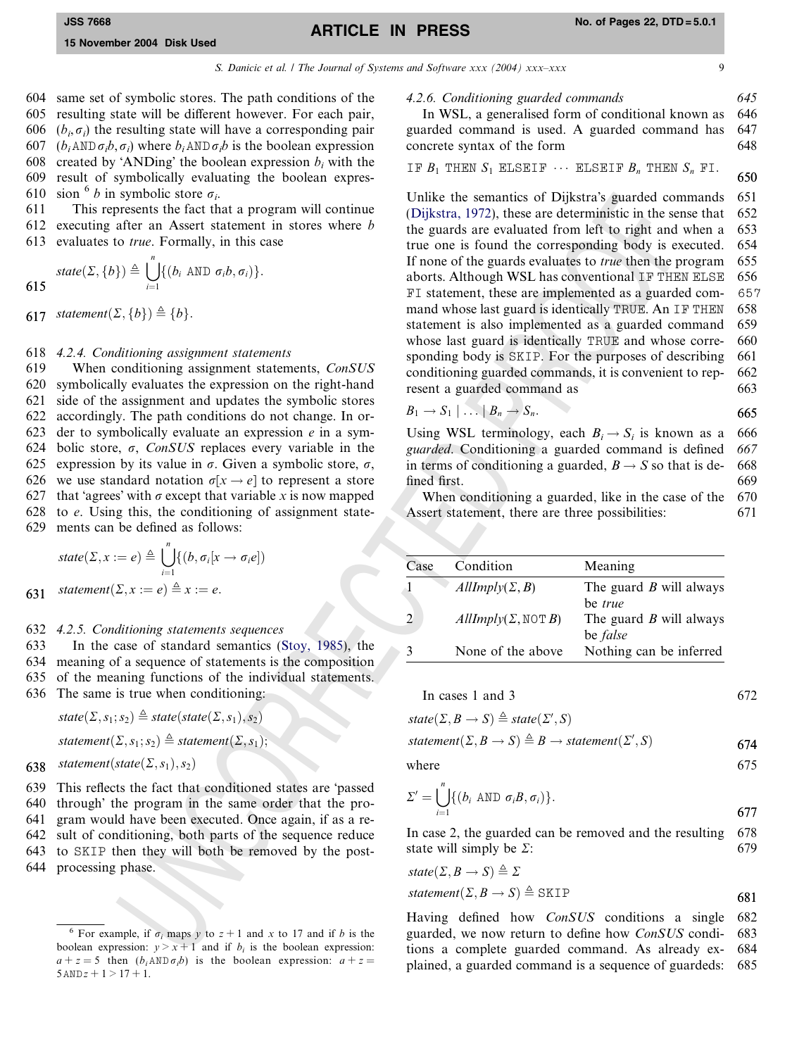same set of symbolic stores. The path conditions of the resulting state will be different however. For each pair, $(b_i, \sigma_i)$ the resulting state will have a corresponding pair $(b_i \,\texttt{AND}\, \sigma_i b, \sigma_i)$ where $b_i \,\texttt{AND}\, \sigma_i b$ is the boolean expression created by 'ANDing' the boolean expression $b_i$ with the result of symbolically evaluating the boolean expression [6] $b$ in symbolic store $\sigma_i$.

This represents the fact that a program will continue executing after an Assert statement in stores where $b$ evaluates to *true*. Formally, in this case

$$state(\Sigma, \{b\}) \triangleq \bigcup_{i=1}^{n} \{(b_i \;\texttt{AND}\; \sigma_i b, \sigma_i)\}.$$

$$statement(\Sigma, \{b\}) \triangleq \{b\}.$$

#### 4.2.4. Conditioning assignment statements

When conditioning assignment statements, *ConSUS* symbolically evaluates the expression on the right-hand side of the assignment and updates the symbolic stores accordingly. The path conditions do not change. In order to symbolically evaluate an expression $e$ in a symbolic store, $\sigma$, *ConSUS* replaces every variable in the expression by its value in $\sigma$. Given a symbolic store, $\sigma$, we use standard notation $\sigma[x \to e]$ to represent a store that 'agrees' with $\sigma$ except that variable $x$ is now mapped to $e$. Using this, the conditioning of assignment statements can be defined as follows:

$$state(\Sigma, x := e) \triangleq \bigcup_{i=1}^{n} \{(b, \sigma_i[x \to \sigma_i e])$$

$$statement(\Sigma, x := e) \triangleq x := e.$$

#### 4.2.5. Conditioning statements sequences

In the case of standard semantics (Stoy, 1985), the meaning of a sequence of statements is the composition of the meaning functions of the individual statements. The same is true when conditioning:

$$state(\Sigma, s_1; s_2) \triangleq state(state(\Sigma, s_1), s_2)$$

$$statement(\Sigma, s_1; s_2) \triangleq statement(\Sigma, s_1); statement(state(\Sigma, s_1), s_2)$$

This reflects the fact that conditioned states are 'passed through' the program in the same order that the program would have been executed. Once again, if as a result of conditioning, both parts of the sequence reduce to `SKIP` then they will both be removed by the post-processing phase.

#### 4.2.6. Conditioning guarded commands

In WSL, a generalised form of conditional known as guarded command is used. A guarded command has concrete syntax of the form

$$\texttt{IF}\; B_1 \;\texttt{THEN}\; S_1 \;\texttt{ELSEIF} \cdots \texttt{ELSEIF}\; B_n \;\texttt{THEN}\; S_n \;\texttt{FI}.$$

Unlike the semantics of Dijkstra's guarded commands (Dijkstra, 1972), these are deterministic in the sense that the guards are evaluated from left to right and when a true one is found the corresponding body is executed. If none of the guards evaluates to *true* then the program aborts. Although WSL has conventional `IF THEN ELSE FI` statement, these are implemented as a guarded command whose last guard is identically `TRUE`. An `IF THEN` statement is also implemented as a guarded command whose last guard is identically `TRUE` and whose corresponding body is `SKIP`. For the purposes of describing conditioning guarded commands, it is convenient to represent a guarded command as

$$B_1 \to S_1 \mid \ldots \mid B_n \to S_n.$$

Using WSL terminology, each $B_i \to S_i$ is known as a *guarded*. Conditioning a guarded command is defined in terms of conditioning a guarded, $B \to S$ so that is defined first.

When conditioning a guarded, like in the case of the Assert statement, there are three possibilities:

| Case | Condition | Meaning |
|---|---|---|
| 1 | $AllImply(\Sigma, B)$ | The guard $B$ will always be *true* |
| 2 | $AllImply(\Sigma, \texttt{NOT}\, B)$ | The guard $B$ will always be *false* |
| 3 | None of the above | Nothing can be inferred |

In cases 1 and 3

$$state(\Sigma, B \to S) \triangleq state(\Sigma', S)$$

$$statement(\Sigma, B \to S) \triangleq B \to statement(\Sigma', S)$$

where

$$\Sigma' = \bigcup_{i=1}^{n} \{(b_i \;\texttt{AND}\; \sigma_i B, \sigma_i)\}.$$

In case 2, the guarded can be removed and the resulting state will simply be $\Sigma$:

$$state(\Sigma, B \to S) \triangleq \Sigma$$

$$statement(\Sigma, B \to S) \triangleq \texttt{SKIP}$$

Having defined how *ConSUS* conditions a single guarded, we now return to define how *ConSUS* conditions a complete guarded command. As already explained, a guarded command is a sequence of guardeds:

---

[6] For example, if $\sigma_i$ maps $y$ to $z+1$ and $x$ to 17 and if $b$ is the boolean expression: $y > x+1$ and if $b_i$ is the boolean expression: $a+z=5$ then $(b_i \,\texttt{AND}\, \sigma_i b)$ is the boolean expression: $a+z=5 \,\texttt{AND}\, z+1 > 17+1$.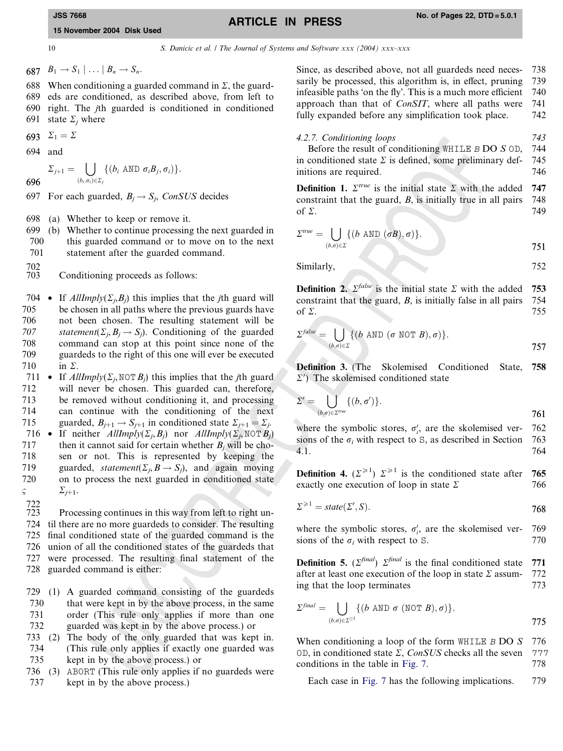$B_1 \rightarrow S_1 \mid \ldots \mid B_n \rightarrow S_n$.

When conditioning a guarded command in $\Sigma$, the guardeds are conditioned, as described above, from left to right. The $j$th guarded is conditioned in conditioned state $\Sigma_j$ where

$$\Sigma_1 = \Sigma$$

and

$$\Sigma_{j+1} = \bigcup_{(b_i,\sigma_i)\in\Sigma_j} \{(b_i \texttt{ AND } \sigma_i B_j, \sigma_i)\}.$$

For each guarded, $B_j \rightarrow S_j$, *ConSUS* decides

(a) Whether to keep or remove it.
(b) Whether to continue processing the next guarded in this guarded command or to move on to the next statement after the guarded command.

Conditioning proceeds as follows:

- If *AllImply*($\Sigma_j$,$B_j$) this implies that the $j$th guard will be chosen in all paths where the previous guards have not been chosen. The resulting statement will be *statement*($\Sigma_j$, $B_j \rightarrow S_j$). Conditioning of the guarded command can stop at this point since none of the guardeds to the right of this one will ever be executed in $\Sigma$.
- If *AllImply*($\Sigma_j$, NOT $B_j$) this implies that the $j$th guard will never be chosen. This guarded can, therefore, be removed without conditioning it, and processing can continue with the conditioning of the next guarded, $B_{j+1} \rightarrow S_{j+1}$ in conditioned state $\Sigma_{j+1} = \Sigma_j$.
- If neither *AllImply*($\Sigma_j$, $B_j$) nor *AllImply*($\Sigma_j$, NOT $B_j$) then it cannot said for certain whether $B_j$ will be chosen or not. This is represented by keeping the guarded, *statement*($\Sigma_j$, $B \rightarrow S_j$), and again moving on to process the next guarded in conditioned state $\Sigma_{j+1}$.

Processing continues in this way from left to right until there are no more guardeds to consider. The resulting final conditioned state of the guarded command is the union of all the conditioned states of the guardeds that were processed. The resulting final statement of the guarded command is either:

(1) A guarded command consisting of the guardeds that were kept in by the above process, in the same order (This rule only applies if more than one guarded was kept in by the above process.) or
(2) The body of the only guarded that was kept in. (This rule only applies if exactly one guarded was kept in by the above process.) or
(3) ABORT (This rule only applies if no guardeds were kept in by the above process.)

Since, as described above, not all guardeds need necessarily be processed, this algorithm is, in effect, pruning infeasible paths 'on the fly'. This is a much more efficient approach than that of *ConSIT*, where all paths were fully expanded before any simplification took place.

#### 4.2.7. Conditioning loops

Before the result of conditioning `WHILE B DO S OD`, in conditioned state $\Sigma$ is defined, some preliminary definitions are required.

**Definition 1.** $\Sigma^{true}$ is the initial state $\Sigma$ with the added constraint that the guard, $B$, is initially true in all pairs of $\Sigma$.

$$\Sigma^{true} = \bigcup_{(b,\sigma)\in\Sigma} \{(b \texttt{ AND } (\sigma B), \sigma)\}.$$

Similarly,

**Definition 2.** $\Sigma^{false}$ is the initial state $\Sigma$ with the added constraint that the guard, $B$, is initially false in all pairs of $\Sigma$.

$$\Sigma^{false} = \bigcup_{(b,\sigma)\in\Sigma} \{(b \texttt{ AND } (\sigma \texttt{ NOT } B), \sigma)\}.$$

**Definition 3.** (The Skolemised Conditioned State, $\Sigma'$) The skolemised conditioned state

$$\Sigma' = \bigcup_{(b,\sigma)\in\Sigma^{true}} \{(b, \sigma')\}.$$

where the symbolic stores, $\sigma_i'$, are the skolemised versions of the $\sigma_i$ with respect to S, as described in Section 4.1.

**Definition 4.** ($\Sigma^{\geqslant 1}$) $\Sigma^{\geqslant 1}$ is the conditioned state after exactly one execution of loop in state $\Sigma$

$$\Sigma^{\geqslant 1} = state(\Sigma', S).$$

where the symbolic stores, $\sigma_i'$, are the skolemised versions of the $\sigma_i$ with respect to S.

**Definition 5.** ($\Sigma^{final}$) $\Sigma^{final}$ is the final conditioned state after at least one execution of the loop in state $\Sigma$ assuming that the loop terminates

$$\Sigma^{final} = \bigcup_{(b,\sigma)\in\Sigma^{\geqslant 1}} \{(b \texttt{ AND } \sigma \ (\texttt{NOT } B), \sigma)\}.$$

When conditioning a loop of the form `WHILE B DO S OD`, in conditioned state $\Sigma$, *ConSUS* checks all the seven conditions in the table in Fig. 7.

Each case in Fig. 7 has the following implications.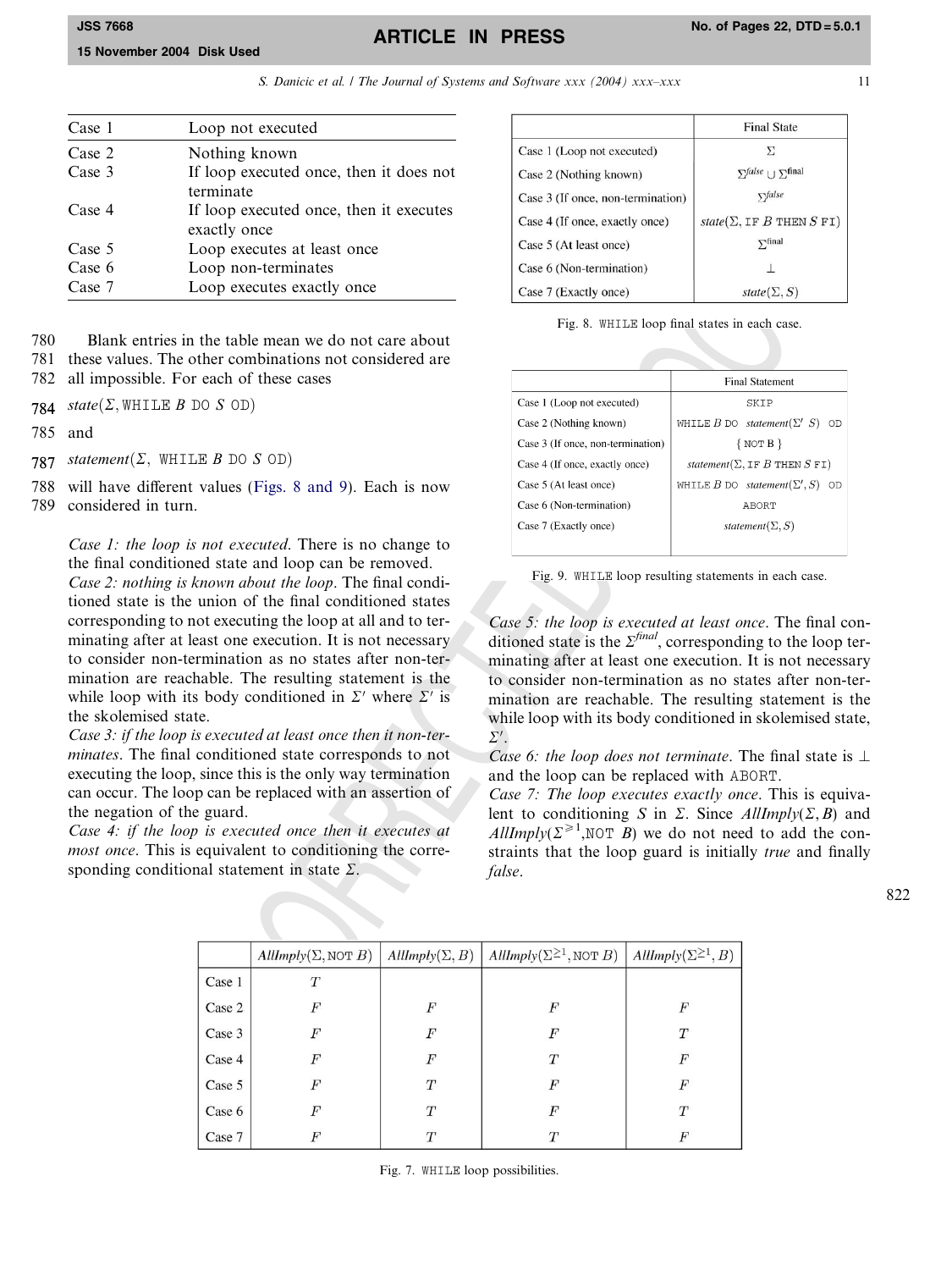| Case 1 | Loop not executed |
| --- | --- |
| Case 2 | Nothing known |
| Case 3 | If loop executed once, then it does not terminate |
| Case 4 | If loop executed once, then it executes exactly once |
| Case 5 | Loop executes at least once |
| Case 6 | Loop non-terminates |
| Case 7 | Loop executes exactly once |

Blank entries in the table mean we do not care about these values. The other combinations not considered are all impossible. For each of these cases

$state(\Sigma, \texttt{WHILE } B \texttt{ DO } S \texttt{ OD})$

and

$statement(\Sigma, \texttt{ WHILE } B \texttt{ DO } S \texttt{ OD})$

will have different values (Figs. 8 and 9). Each is now considered in turn.

*Case 1: the loop is not executed*. There is no change to the final conditioned state and loop can be removed.

*Case 2: nothing is known about the loop*. The final conditioned state is the union of the final conditioned states corresponding to not executing the loop at all and to terminating after at least one execution. It is not necessary to consider non-termination as no states after non-termination are reachable. The resulting statement is the while loop with its body conditioned in $\Sigma'$ where $\Sigma'$ is the skolemised state.

*Case 3: if the loop is executed at least once then it non-terminates*. The final conditioned state corresponds to not executing the loop, since this is the only way termination can occur. The loop can be replaced with an assertion of the negation of the guard.

*Case 4: if the loop is executed once then it executes at most once*. This is equivalent to conditioning the corresponding conditional statement in state $\Sigma$.

| | Final State |
| --- | --- |
| Case 1 (Loop not executed) | $\Sigma$ |
| Case 2 (Nothing known) | $\Sigma^{false} \cup \Sigma^{final}$ |
| Case 3 (If once, non-termination) | $\Sigma^{false}$ |
| Case 4 (If once, exactly once) | $state(\Sigma, \texttt{IF } B \texttt{ THEN } S \texttt{ FI})$ |
| Case 5 (At least once) | $\Sigma^{final}$ |
| Case 6 (Non-termination) | $\perp$ |
| Case 7 (Exactly once) | $state(\Sigma, S)$ |

Fig. 8. WHILE loop final states in each case.

| | Final Statement |
| --- | --- |
| Case 1 (Loop not executed) | SKIP |
| Case 2 (Nothing known) | WHILE $B$ DO $statement(\Sigma'\ S)$ OD |
| Case 3 (If once, non-termination) | { NOT B } |
| Case 4 (If once, exactly once) | $statement(\Sigma, \texttt{IF } B \texttt{ THEN } S \texttt{ FI})$ |
| Case 5 (At least once) | WHILE $B$ DO $statement(\Sigma', S)$ OD |
| Case 6 (Non-termination) | ABORT |
| Case 7 (Exactly once) | $statement(\Sigma, S)$ |

Fig. 9. WHILE loop resulting statements in each case.

*Case 5: the loop is executed at least once*. The final conditioned state is the $\Sigma^{final}$, corresponding to the loop terminating after at least one execution. It is not necessary to consider non-termination as no states after non-termination are reachable. The resulting statement is the while loop with its body conditioned in skolemised state, $\Sigma'$.

*Case 6: the loop does not terminate*. The final state is $\perp$ and the loop can be replaced with ABORT.

*Case 7: The loop executes exactly once*. This is equivalent to conditioning $S$ in $\Sigma$. Since $AllImply(\Sigma, B)$ and $AllImply(\Sigma^{\geq 1}, \texttt{NOT } B)$ we do not need to add the constraints that the loop guard is initially *true* and finally *false*.

| | $AllImply(\Sigma, \texttt{NOT } B)$ | $AllImply(\Sigma, B)$ | $AllImply(\Sigma^{\geq 1}, \texttt{NOT } B)$ | $AllImply(\Sigma^{\geq 1}, B)$ |
| --- | --- | --- | --- | --- |
| Case 1 | $T$ | | | |
| Case 2 | $F$ | $F$ | $F$ | $F$ |
| Case 3 | $F$ | $F$ | $F$ | $T$ |
| Case 4 | $F$ | $F$ | $T$ | $F$ |
| Case 5 | $F$ | $T$ | $F$ | $F$ |
| Case 6 | $F$ | $T$ | $F$ | $T$ |
| Case 7 | $F$ | $T$ | $T$ | $F$ |

Fig. 7. WHILE loop possibilities.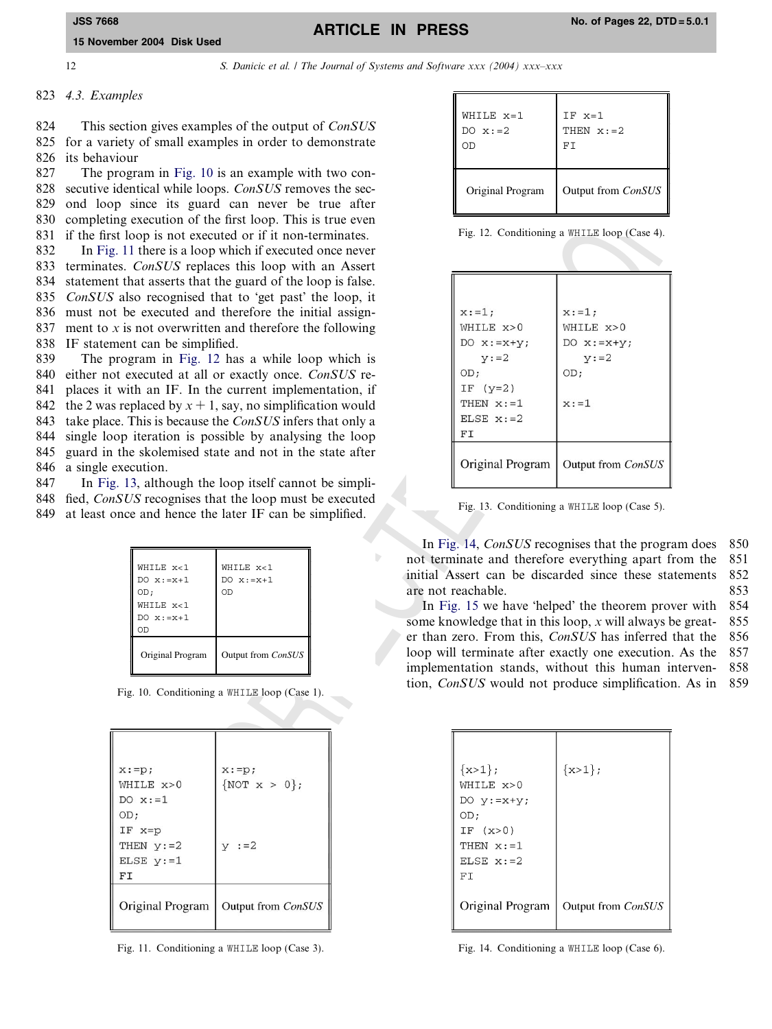### 4.3. Examples

This section gives examples of the output of *ConSUS* for a variety of small examples in order to demonstrate its behaviour

The program in Fig. 10 is an example with two consecutive identical while loops. *ConSUS* removes the second loop since its guard can never be true after completing execution of the first loop. This is true even if the first loop is not executed or if it non-terminates.

In Fig. 11 there is a loop which if executed once never terminates. *ConSUS* replaces this loop with an Assert statement that asserts that the guard of the loop is false. *ConSUS* also recognised that to 'get past' the loop, it must not be executed and therefore the initial assignment to $x$ is not overwritten and therefore the following IF statement can be simplified.

The program in Fig. 12 has a while loop which is either not executed at all or exactly once. *ConSUS* replaces it with an IF. In the current implementation, if the 2 was replaced by $x + 1$, say, no simplification would take place. This is because the *ConSUS* infers that only a single loop iteration is possible by analysing the loop guard in the skolemised state and not in the state after a single execution.

In Fig. 13, although the loop itself cannot be simplified, *ConSUS* recognises that the loop must be executed at least once and hence the later IF can be simplified.

| Original Program | Output from *ConSUS* |
|---|---|
| `WHILE x<1`<br>`DO x:=x+1`<br>`OD;`<br>`WHILE x<1`<br>`DO x:=x+1`<br>`OD` | `WHILE x<1`<br>`DO x:=x+1`<br>`OD` |

Fig. 10. Conditioning a WHILE loop (Case 1).

| Original Program | Output from *ConSUS* |
|---|---|
| `x:=p;`<br>`WHILE x>0`<br>`DO x:=1`<br>`OD;`<br>`IF x=p`<br>`THEN y:=2`<br>`ELSE y:=1`<br>`FI` | `x:=p;`<br>`{NOT x > 0};`<br><br><br><br>`y :=2` |

Fig. 11. Conditioning a WHILE loop (Case 3).

| Original Program | Output from *ConSUS* |
|---|---|
| `WHILE x=1`<br>`DO x:=2`<br>`OD` | `IF x=1`<br>`THEN x:=2`<br>`FI` |

Fig. 12. Conditioning a WHILE loop (Case 4).

| Original Program | Output from *ConSUS* |
|---|---|
| `x:=1;`<br>`WHILE x>0`<br>`DO x:=x+y;`<br>`   y:=2`<br>`OD;`<br>`IF (y=2)`<br>`THEN x:=1`<br>`ELSE x:=2`<br>`FI` | `x:=1;`<br>`WHILE x>0`<br>`DO x:=x+y;`<br>`   y:=2`<br>`OD;`<br><br>`x:=1` |

Fig. 13. Conditioning a WHILE loop (Case 5).

In Fig. 14, *ConSUS* recognises that the program does not terminate and therefore everything apart from the initial Assert can be discarded since these statements are not reachable.

In Fig. 15 we have 'helped' the theorem prover with some knowledge that in this loop, $x$ will always be greater than zero. From this, *ConSUS* has inferred that the loop will terminate after exactly one execution. As the implementation stands, without this human intervention, *ConSUS* would not produce simplification. As in

| Original Program | Output from *ConSUS* |
|---|---|
| `{x>1};`<br>`WHILE x>0`<br>`DO y:=x+y;`<br>`OD;`<br>`IF (x>0)`<br>`THEN x:=1`<br>`ELSE x:=2`<br>`FI` | `{x>1};` |

Fig. 14. Conditioning a WHILE loop (Case 6).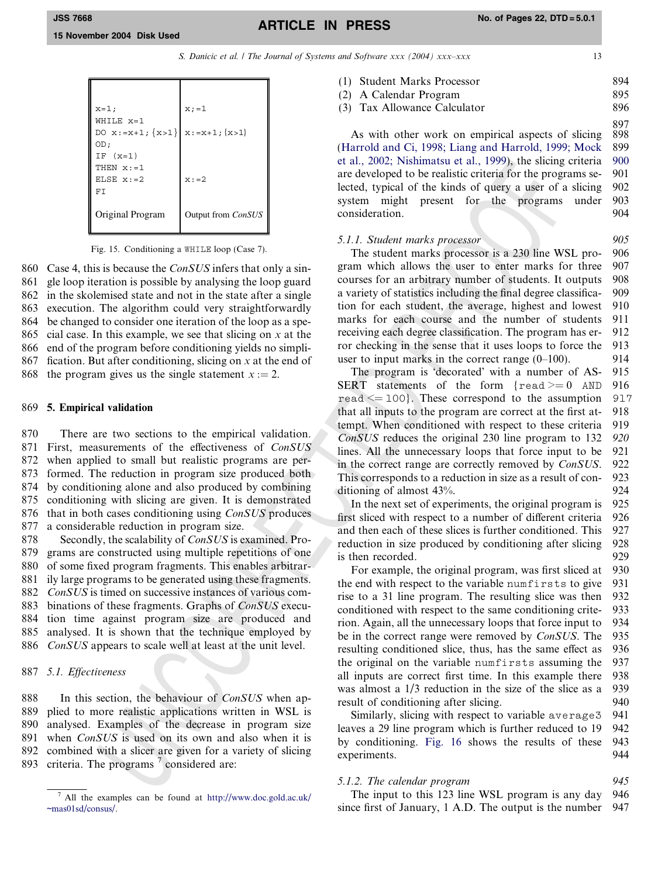| | |
|---|---|
| `x=1;`<br>`WHILE x=1`<br>`DO x:=x+1;{x>1}`<br>`OD;`<br>`IF (x=1)`<br>`THEN x:=1`<br>`ELSE x:=2`<br>`FI` | `x;=1`<br><br>`x:=x+1;{x>1}`<br><br><br><br>`x:=2` |
| Original Program | Output from *ConSUS* |

Fig. 15. Conditioning a `WHILE` loop (Case 7).

Case 4, this is because the *ConSUS* infers that only a single loop iteration is possible by analysing the loop guard in the skolemised state and not in the state after a single execution. The algorithm could very straightforwardly be changed to consider one iteration of the loop as a special case. In this example, we see that slicing on $x$ at the end of the program before conditioning yields no simplification. But after conditioning, slicing on $x$ at the end of the program gives us the single statement $x := 2$.

## 5. Empirical validation

There are two sections to the empirical validation. First, measurements of the effectiveness of *ConSUS* when applied to small but realistic programs are performed. The reduction in program size produced both by conditioning alone and also produced by combining conditioning with slicing are given. It is demonstrated that in both cases conditioning using *ConSUS* produces a considerable reduction in program size.

Secondly, the scalability of *ConSUS* is examined. Programs are constructed using multiple repetitions of one of some fixed program fragments. This enables arbitrarily large programs to be generated using these fragments. *ConSUS* is timed on successive instances of various combinations of these fragments. Graphs of *ConSUS* execution time against program size are produced and analysed. It is shown that the technique employed by *ConSUS* appears to scale well at least at the unit level.

### *5.1. Effectiveness*

In this section, the behaviour of *ConSUS* when applied to more realistic applications written in WSL is analysed. Examples of the decrease in program size when *ConSUS* is used on its own and also when it is combined with a slicer are given for a variety of slicing criteria. The programs [7] considered are:

(1) Student Marks Processor
(2) A Calendar Program
(3) Tax Allowance Calculator

As with other work on empirical aspects of slicing (Harrold and Ci, 1998; Liang and Harrold, 1999; Mock et al., 2002; Nishimatsu et al., 1999), the slicing criteria are developed to be realistic criteria for the programs selected, typical of the kinds of query a user of a slicing system might present for the programs under consideration.

#### *5.1.1. Student marks processor*

The student marks processor is a 230 line WSL program which allows the user to enter marks for three courses for an arbitrary number of students. It outputs a variety of statistics including the final degree classification for each student, the average, highest and lowest marks for each course and the number of students receiving each degree classification. The program has error checking in the sense that it uses loops to force the user to input marks in the correct range (0–100).

The program is 'decorated' with a number of ASSERT statements of the form `{read >= 0 AND read <= 100}`. These correspond to the assumption that all inputs to the program are correct at the first attempt. When conditioned with respect to these criteria *ConSUS* reduces the original 230 line program to 132 lines. All the unnecessary loops that force input to be in the correct range are correctly removed by *ConSUS*. This corresponds to a reduction in size as a result of conditioning of almost 43%.

In the next set of experiments, the original program is first sliced with respect to a number of different criteria and then each of these slices is further conditioned. This reduction in size produced by conditioning after slicing is then recorded.

For example, the original program, was first sliced at the end with respect to the variable `numfirsts` to give rise to a 31 line program. The resulting slice was then conditioned with respect to the same conditioning criterion. Again, all the unnecessary loops that force input to be in the correct range were removed by *ConSUS*. The resulting conditioned slice, thus, has the same effect as the original on the variable `numfirsts` assuming the all inputs are correct first time. In this example there was almost a 1/3 reduction in the size of the slice as a result of conditioning after slicing.

Similarly, slicing with respect to variable `average3` leaves a 29 line program which is further reduced to 19 by conditioning. Fig. 16 shows the results of these experiments.

#### *5.1.2. The calendar program*

The input to this 123 line WSL program is any day since first of January, 1 A.D. The output is the number

[7] All the examples can be found at http://www.doc.gold.ac.uk/~mas01sd/consus/.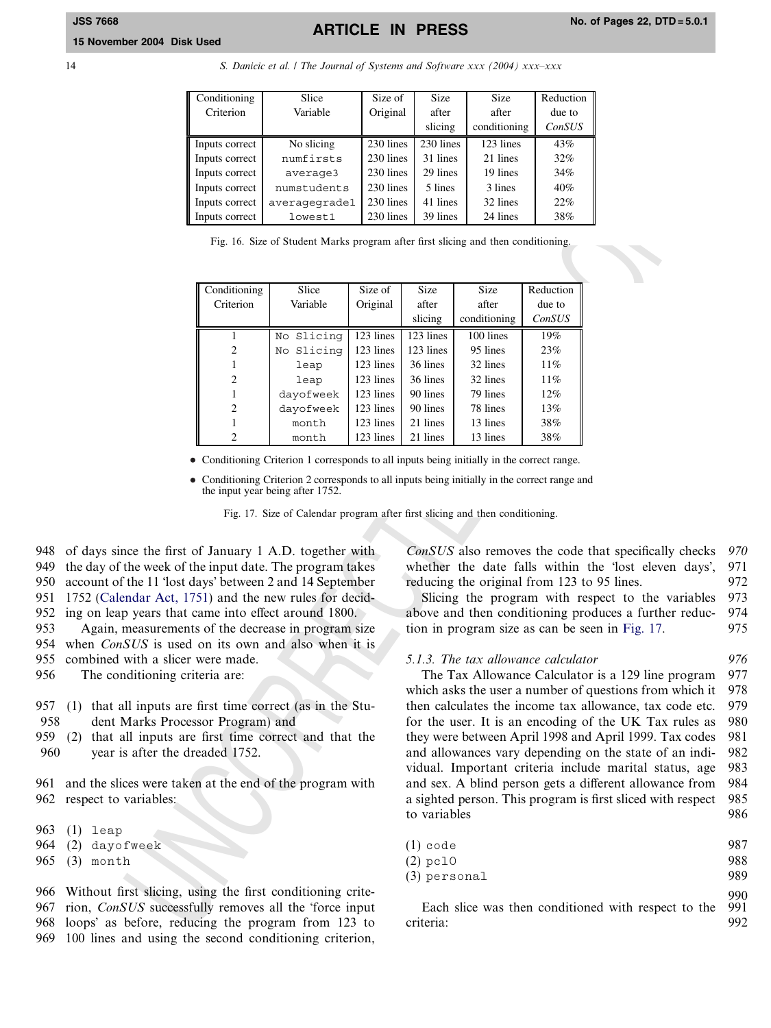| Conditioning Criterion | Slice Variable | Size of Original | Size after slicing | Size after conditioning | Reduction due to *ConSUS* |
|---|---|---|---|---|---|
| Inputs correct | No slicing | 230 lines | 230 lines | 123 lines | 43% |
| Inputs correct | `numfirsts` | 230 lines | 31 lines | 21 lines | 32% |
| Inputs correct | `average3` | 230 lines | 29 lines | 19 lines | 34% |
| Inputs correct | `numstudents` | 230 lines | 5 lines | 3 lines | 40% |
| Inputs correct | `averagegrade1` | 230 lines | 41 lines | 32 lines | 22% |
| Inputs correct | `lowest1` | 230 lines | 39 lines | 24 lines | 38% |

Fig. 16. Size of Student Marks program after first slicing and then conditioning.

| Conditioning Criterion | Slice Variable | Size of Original | Size after slicing | Size after conditioning | Reduction due to *ConSUS* |
|---|---|---|---|---|---|
| 1 | `No Slicing` | 123 lines | 123 lines | 100 lines | 19% |
| 2 | `No Slicing` | 123 lines | 123 lines | 95 lines | 23% |
| 1 | `leap` | 123 lines | 36 lines | 32 lines | 11% |
| 2 | `leap` | 123 lines | 36 lines | 32 lines | 11% |
| 1 | `dayofweek` | 123 lines | 90 lines | 79 lines | 12% |
| 2 | `dayofweek` | 123 lines | 90 lines | 78 lines | 13% |
| 1 | `month` | 123 lines | 21 lines | 13 lines | 38% |
| 2 | `month` | 123 lines | 21 lines | 13 lines | 38% |

- Conditioning Criterion 1 corresponds to all inputs being initially in the correct range.
- Conditioning Criterion 2 corresponds to all inputs being initially in the correct range and the input year being after 1752.

Fig. 17. Size of Calendar program after first slicing and then conditioning.

of days since the first of January 1 A.D. together with the day of the week of the input date. The program takes account of the 11 'lost days' between 2 and 14 September 1752 (Calendar Act, 1751) and the new rules for deciding on leap years that came into effect around 1800.

Again, measurements of the decrease in program size when *ConSUS* is used on its own and also when it is combined with a slicer were made.

The conditioning criteria are:

(1) that all inputs are first time correct (as in the Student Marks Processor Program) and
(2) that all inputs are first time correct and that the year is after the dreaded 1752.

and the slices were taken at the end of the program with respect to variables:

(1) `leap`
(2) `dayofweek`
(3) `month`

Without first slicing, using the first conditioning criterion, *ConSUS* successfully removes all the 'force input loops' as before, reducing the program from 123 to 100 lines and using the second conditioning criterion, *ConSUS* also removes the code that specifically checks whether the date falls within the 'lost eleven days', reducing the original from 123 to 95 lines.

Slicing the program with respect to the variables above and then conditioning produces a further reduction in program size as can be seen in Fig. 17.

#### 5.1.3. The tax allowance calculator

The Tax Allowance Calculator is a 129 line program which asks the user a number of questions from which it then calculates the income tax allowance, tax code etc. for the user. It is an encoding of the UK Tax rules as they were between April 1998 and April 1999. Tax codes and allowances vary depending on the state of an individual. Important criteria include marital status, age and sex. A blind person gets a different allowance from a sighted person. This program is first sliced with respect to variables

(1) `code`
(2) `pc10`
(3) `personal`

Each slice was then conditioned with respect to the criteria: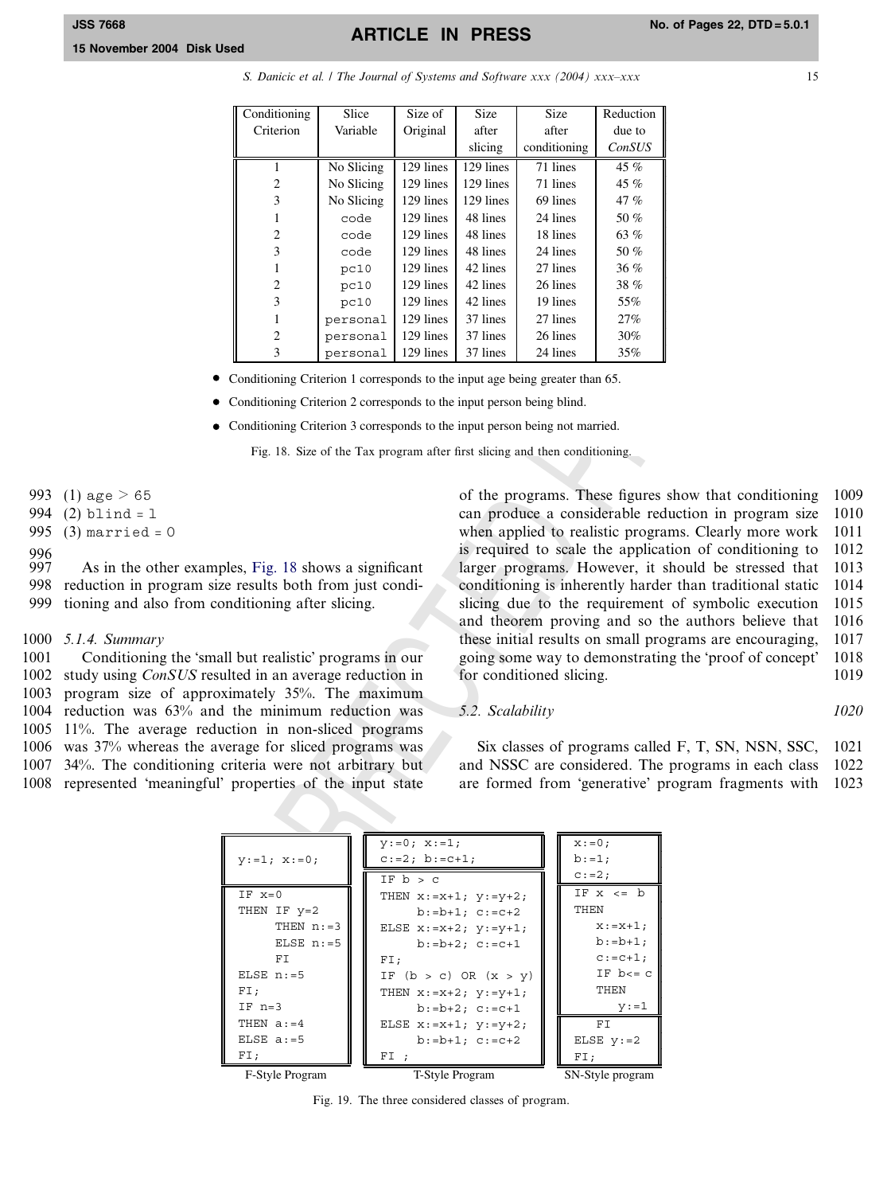| Conditioning Criterion | Slice Variable | Size of Original | Size after slicing | Size after conditioning | Reduction due to *ConSUS* |
|---|---|---|---|---|---|
| 1 | No Slicing | 129 lines | 129 lines | 71 lines | 45 % |
| 2 | No Slicing | 129 lines | 129 lines | 71 lines | 45 % |
| 3 | No Slicing | 129 lines | 129 lines | 69 lines | 47 % |
| 1 | `code` | 129 lines | 48 lines | 24 lines | 50 % |
| 2 | `code` | 129 lines | 48 lines | 18 lines | 63 % |
| 3 | `code` | 129 lines | 48 lines | 24 lines | 50 % |
| 1 | `pc10` | 129 lines | 42 lines | 27 lines | 36 % |
| 2 | `pc10` | 129 lines | 42 lines | 26 lines | 38 % |
| 3 | `pc10` | 129 lines | 42 lines | 19 lines | 55% |
| 1 | `personal` | 129 lines | 37 lines | 27 lines | 27% |
| 2 | `personal` | 129 lines | 37 lines | 26 lines | 30% |
| 3 | `personal` | 129 lines | 37 lines | 24 lines | 35% |

- Conditioning Criterion 1 corresponds to the input age being greater than 65.
- Conditioning Criterion 2 corresponds to the input person being blind.
- Conditioning Criterion 3 corresponds to the input person being not married.

Fig. 18. Size of the Tax program after first slicing and then conditioning.

(1) `age` > 65
(2) `blind = 1`
(3) `married = 0`

As in the other examples, Fig. 18 shows a significant reduction in program size results both from just conditioning and also from conditioning after slicing.

#### 5.1.4. Summary

Conditioning the 'small but realistic' programs in our study using *ConSUS* resulted in an average reduction in program size of approximately 35%. The maximum reduction was 63% and the minimum reduction was 11%. The average reduction in non-sliced programs was 37% whereas the average for sliced programs was 34%. The conditioning criteria were not arbitrary but represented 'meaningful' properties of the input state of the programs. These figures show that conditioning can produce a considerable reduction in program size when applied to realistic programs. Clearly more work is required to scale the application of conditioning to larger programs. However, it should be stressed that conditioning is inherently harder than traditional static slicing due to the requirement of symbolic execution and theorem proving and so the authors believe that these initial results on small programs are encouraging, going some way to demonstrating the 'proof of concept' for conditioned slicing.

### 5.2. Scalability

Six classes of programs called F, T, SN, NSN, SSC, and NSSC are considered. The programs in each class are formed from 'generative' program fragments with

F-Style Program:

```
y:=1; x:=0;

IF x=0
THEN IF y=2
     THEN n:=3
     ELSE n:=5
     FI
ELSE n:=5
FI;
IF n=3
THEN a:=4
ELSE a:=5
FI;
```

T-Style Program:

```
y:=0; x:=1;
c:=2; b:=c+1;

IF b > c
THEN x:=x+1; y:=y+2;
     b:=b+1; c:=c+2
ELSE x:=x+2; y:=y+1;
     b:=b+2; c:=c+1
FI;
IF (b > c) OR (x > y)
THEN x:=x+2; y:=y+1;
     b:=b+2; c:=c+1
ELSE x:=x+1; y:=y+2;
     b:=b+1; c:=c+2
FI ;
```

SN-Style program:

```
x:=0;
b:=1;
c:=2;

IF x <= b
THEN
   x:=x+1;
   b:=b+1;
   c:=c+1;
   IF b<= c
   THEN
      y:=1
   FI
ELSE y:=2
FI;
```

Fig. 19. The three considered classes of program.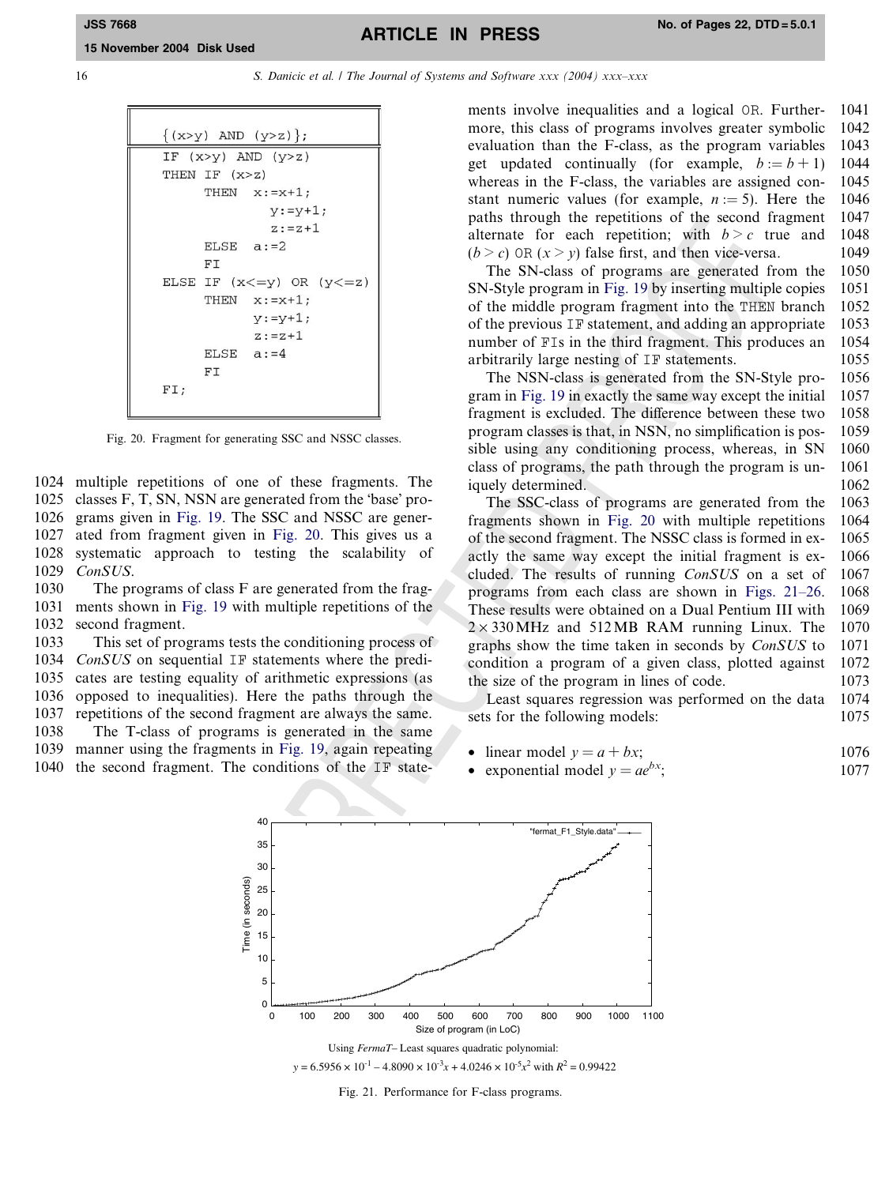```
{(x>y) AND (y>z)};

IF (x>y) AND (y>z)
THEN IF (x>z)
     THEN x:=x+1;
          y:=y+1;
          z:=z+1
     ELSE a:=2
     FI
ELSE IF (x<=y) OR (y<=z)
     THEN x:=x+1;
          y:=y+1;
          z:=z+1
     ELSE a:=4
     FI
FI;
```

Fig. 20. Fragment for generating SSC and NSSC classes.

multiple repetitions of one of these fragments. The classes F, T, SN, NSN are generated from the 'base' programs given in Fig. 19. The SSC and NSSC are generated from fragment given in Fig. 20. This gives us a systematic approach to testing the scalability of *ConSUS*.

The programs of class F are generated from the fragments shown in Fig. 19 with multiple repetitions of the second fragment.

This set of programs tests the conditioning process of *ConSUS* on sequential IF statements where the predicates are testing equality of arithmetic expressions (as opposed to inequalities). Here the paths through the repetitions of the second fragment are always the same.

The T-class of programs is generated in the same manner using the fragments in Fig. 19, again repeating the second fragment. The conditions of the IF statements involve inequalities and a logical OR. Furthermore, this class of programs involves greater symbolic evaluation than the F-class, as the program variables get updated continually (for example, $b := b + 1$) whereas in the F-class, the variables are assigned constant numeric values (for example, $n := 5$). Here the paths through the repetitions of the second fragment alternate for each repetition; with $b > c$ true and $(b > c)$ OR $(x > y)$ false first, and then vice-versa.

The SN-class of programs are generated from the SN-Style program in Fig. 19 by inserting multiple copies of the middle program fragment into the THEN branch of the previous IF statement, and adding an appropriate number of FIs in the third fragment. This produces an arbitrarily large nesting of IF statements.

The NSN-class is generated from the SN-Style program in Fig. 19 in exactly the same way except the initial fragment is excluded. The difference between these two program classes is that, in NSN, no simplification is possible using any conditioning process, whereas, in SN class of programs, the path through the program is uniquely determined.

The SSC-class of programs are generated from the fragments shown in Fig. 20 with multiple repetitions of the second fragment. The NSSC class is formed in exactly the same way except that the initial fragment is excluded. The results of running *ConSUS* on a set of programs from each class are shown in Figs. 21–26. These results were obtained on a Dual Pentium III with $2 \times 330$ MHz and 512 MB RAM running Linux. The graphs show the time taken in seconds by *ConSUS* to condition a program of a given class, plotted against the size of the program in lines of code.

Least squares regression was performed on the data sets for the following models:

- linear model $y = a + bx$;
- exponential model $y = ae^{bx}$;

Using *FermaT*– Least squares quadratic polynomial:
$y = 6.5956 \times 10^{-1} - 4.8090 \times 10^{-3}x + 4.0246 \times 10^{-5}x^2$ with $R^2 = 0.99422$

Fig. 21. Performance for F-class programs.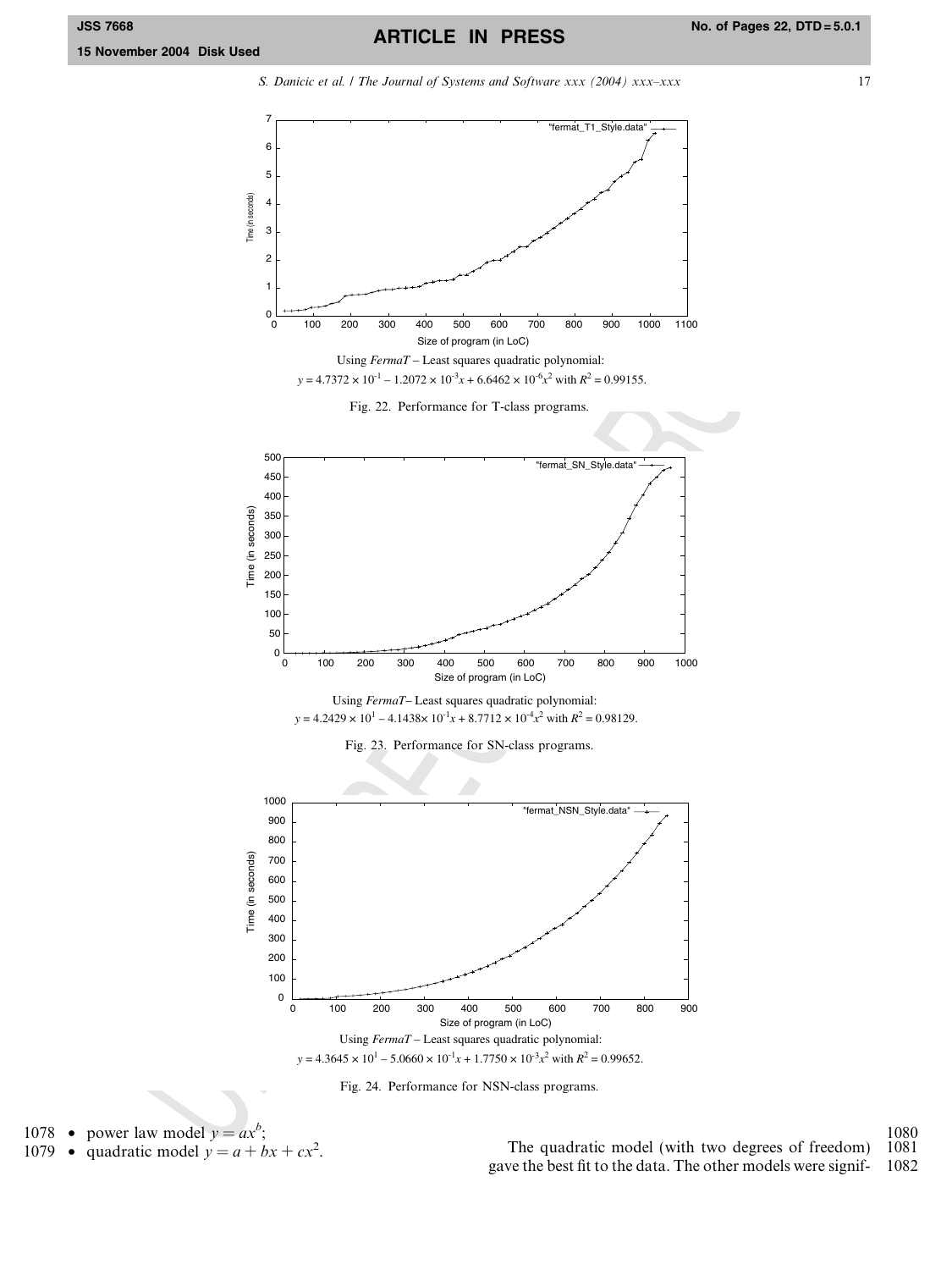Using *FermaT* – Least squares quadratic polynomial:
$y = 4.7372 \times 10^{-1} - 1.2072 \times 10^{-3}x + 6.6462 \times 10^{-6}x^2$ with $R^2 = 0.99155$.

Fig. 22. Performance for T-class programs.

Using *FermaT*– Least squares quadratic polynomial:
$y = 4.2429 \times 10^{1} - 4.1438 \times 10^{-1}x + 8.7712 \times 10^{-4}x^2$ with $R^2 = 0.98129$.

Fig. 23. Performance for SN-class programs.

Using *FermaT* – Least squares quadratic polynomial:
$y = 4.3645 \times 10^{1} - 5.0660 \times 10^{-1}x + 1.7750 \times 10^{-3}x^2$ with $R^2 = 0.99652$.

Fig. 24. Performance for NSN-class programs.

- power law model $y = ax^b$;
- quadratic model $y = a + bx + cx^2$.

The quadratic model (with two degrees of freedom) gave the best fit to the data. The other models were signif-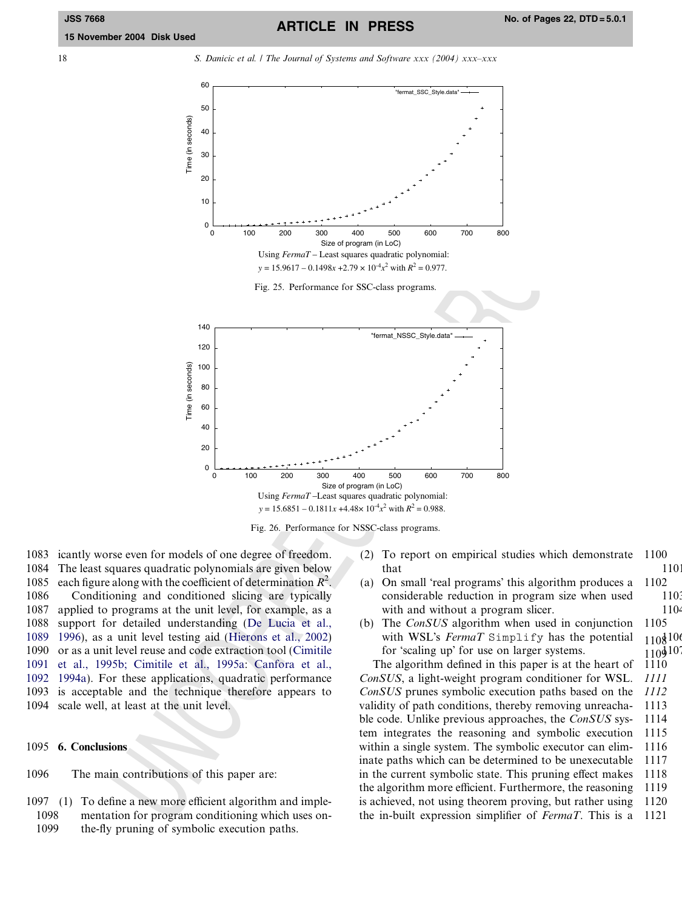Using *FermaT* – Least squares quadratic polynomial:
$y = 15.9617 - 0.1498x + 2.79 \times 10^{-4}x^2$ with $R^2 = 0.977$.

Fig. 25. Performance for SSC-class programs.

Using *FermaT* –Least squares quadratic polynomial:
$y = 15.6851 - 0.1811x + 4.48 \times 10^{-4}x^2$ with $R^2 = 0.988$.

Fig. 26. Performance for NSSC-class programs.

icantly worse even for models of one degree of freedom. The least squares quadratic polynomials are given below each figure along with the coefficient of determination $R^2$.

Conditioning and conditioned slicing are typically applied to programs at the unit level, for example, as a support for detailed understanding (De Lucia et al., 1996), as a unit level testing aid (Hierons et al., 2002) or as a unit level reuse and code extraction tool (Cimitile et al., 1995b; Cimitile et al., 1995a: Canfora et al., 1994a). For these applications, quadratic performance is acceptable and the technique therefore appears to scale well, at least at the unit level.

## 6. Conclusions

The main contributions of this paper are:

(1) To define a new more efficient algorithm and implementation for program conditioning which uses on-the-fly pruning of symbolic execution paths.

(2) To report on empirical studies which demonstrate that

(a) On small 'real programs' this algorithm produces a considerable reduction in program size when used with and without a program slicer.

(b) The *ConSUS* algorithm when used in conjunction with WSL's *FermaT* `Simplify` has the potential for 'scaling up' for use on larger systems.

The algorithm defined in this paper is at the heart of *ConSUS*, a light-weight program conditioner for WSL. *ConSUS* prunes symbolic execution paths based on the validity of path conditions, thereby removing unreachable code. Unlike previous approaches, the *ConSUS* system integrates the reasoning and symbolic execution within a single system. The symbolic executor can eliminate paths which can be determined to be unexecutable in the current symbolic state. This pruning effect makes the algorithm more efficient. Furthermore, the reasoning is achieved, not using theorem proving, but rather using the in-built expression simplifier of *FermaT*. This is a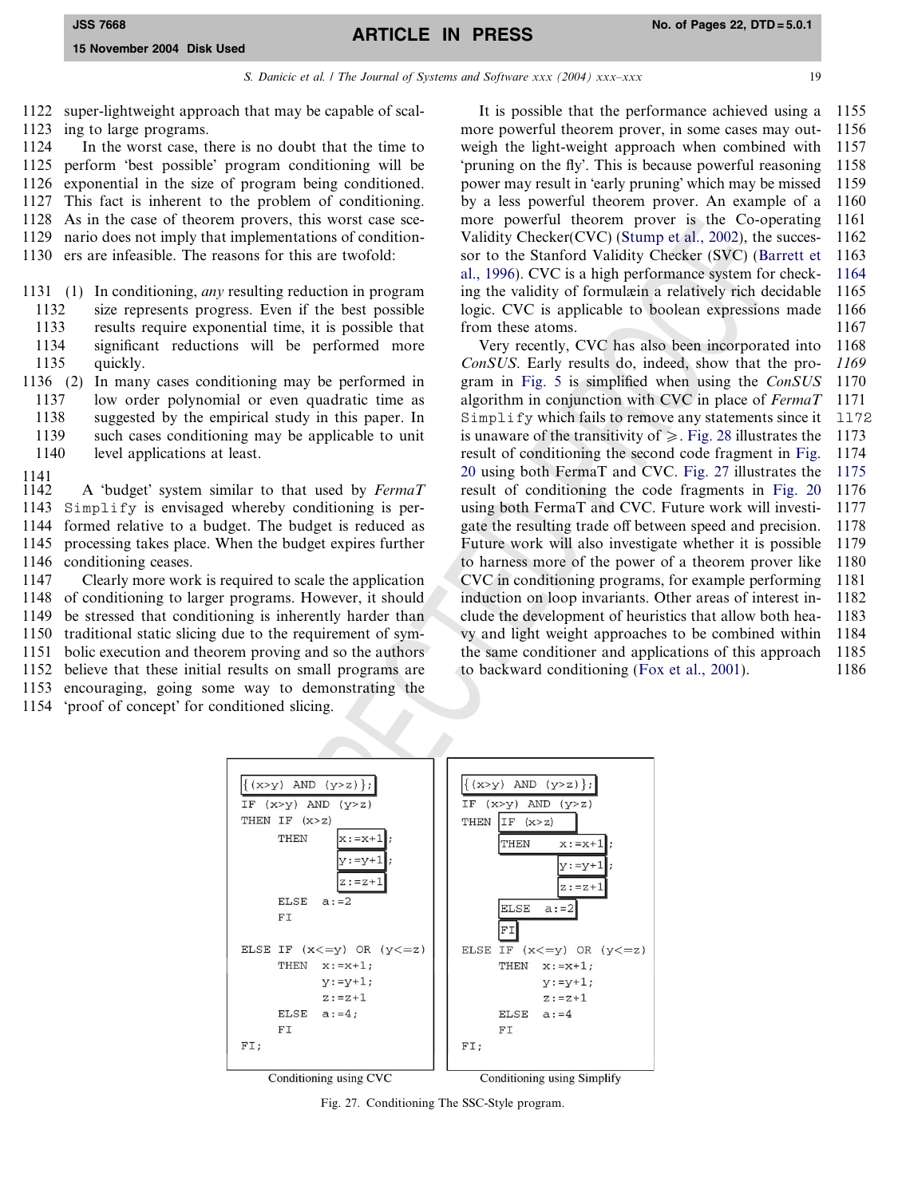super-lightweight approach that may be capable of scaling to large programs.

In the worst case, there is no doubt that the time to perform 'best possible' program conditioning will be exponential in the size of program being conditioned. This fact is inherent to the problem of conditioning. As in the case of theorem provers, this worst case scenario does not imply that implementations of conditioners are infeasible. The reasons for this are twofold:

(1) In conditioning, *any* resulting reduction in program size represents progress. Even if the best possible results require exponential time, it is possible that significant reductions will be performed more quickly.
(2) In many cases conditioning may be performed in low order polynomial or even quadratic time as suggested by the empirical study in this paper. In such cases conditioning may be applicable to unit level applications at least.

A 'budget' system similar to that used by *FermaT* Simplify is envisaged whereby conditioning is performed relative to a budget. The budget is reduced as processing takes place. When the budget expires further conditioning ceases.

Clearly more work is required to scale the application of conditioning to larger programs. However, it should be stressed that conditioning is inherently harder than traditional static slicing due to the requirement of symbolic execution and theorem proving and so the authors believe that these initial results on small programs are encouraging, going some way to demonstrating the 'proof of concept' for conditioned slicing.

It is possible that the performance achieved using a more powerful theorem prover, in some cases may outweigh the light-weight approach when combined with 'pruning on the fly'. This is because powerful reasoning power may result in 'early pruning' which may be missed by a less powerful theorem prover. An example of a more powerful theorem prover is the Co-operating Validity Checker(CVC) (Stump et al., 2002), the successor to the Stanford Validity Checker (SVC) (Barrett et al., 1996). CVC is a high performance system for checking the validity of formulæin a relatively rich decidable logic. CVC is applicable to boolean expressions made from these atoms.

Very recently, CVC has also been incorporated into *ConSUS*. Early results do, indeed, show that the program in Fig. 5 is simplified when using the *ConSUS* algorithm in conjunction with CVC in place of *FermaT* Simplify which fails to remove any statements since it is unaware of the transitivity of $\geqslant$. Fig. 28 illustrates the result of conditioning the second code fragment in Fig. 20 using both FermaT and CVC. Fig. 27 illustrates the result of conditioning the code fragments in Fig. 20 using both FermaT and CVC. Future work will investigate the resulting trade off between speed and precision. Future work will also investigate whether it is possible to harness more of the power of a theorem prover like CVC in conditioning programs, for example performing induction on loop invariants. Other areas of interest include the development of heuristics that allow both heavy and light weight approaches to be combined within the same conditioner and applications of this approach to backward conditioning (Fox et al., 2001).

Conditioning using CVC:

```
{(x>y) AND (y>z)};
IF (x>y) AND (y>z)
THEN IF (x>z)
     THEN   x:=x+1;
            y:=y+1;
            z:=z+1
     ELSE   a:=2
     FI
ELSE IF (x<=y) OR (y<=z)
     THEN   x:=x+1;
            y:=y+1;
            z:=z+1
     ELSE   a:=4;
     FI
FI;
```

Conditioning using Simplify:

```
{(x>y) AND (y>z)};
IF (x>y) AND (y>z)
THEN IF (x>z)
     THEN   x:=x+1;
            y:=y+1;
            z:=z+1
     ELSE   a:=2
     FI
ELSE IF (x<=y) OR (y<=z)
     THEN   x:=x+1;
            y:=y+1;
            z:=z+1
     ELSE   a:=4
     FI
FI;
```

Fig. 27. Conditioning The SSC-Style program.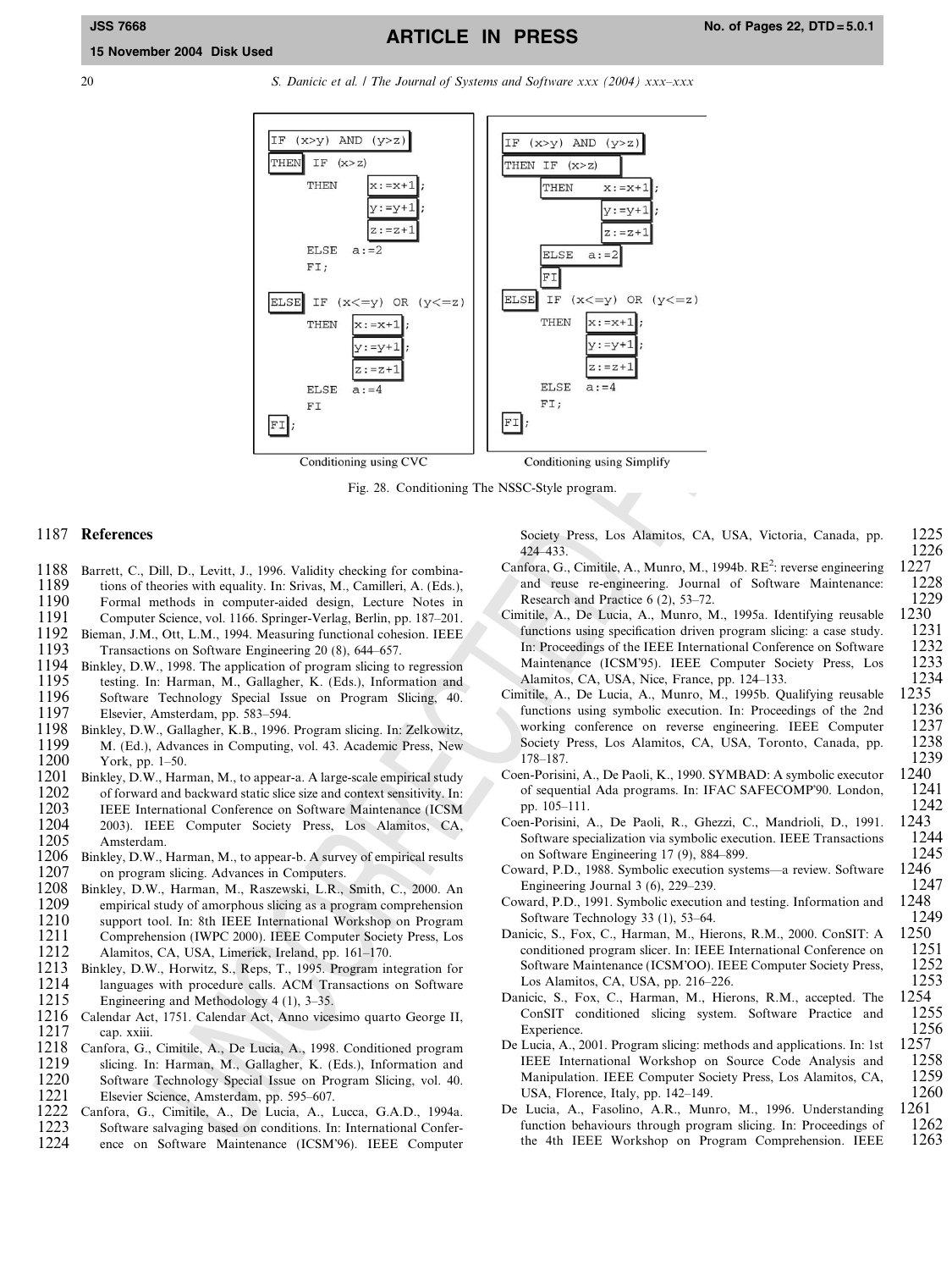```
IF (x>y) AND (y>z)
THEN IF (x>z)
     THEN  x:=x+1;
           y:=y+1;
           z:=z+1
     ELSE a:=2
     FI;

ELSE IF (x<=y) OR (y<=z)
     THEN x:=x+1;
          y:=y+1;
          z:=z+1
     ELSE a:=4
     FI
FI;
```

Conditioning using CVC

```
IF (x>y) AND (y>z)
THEN IF (x>z)
     THEN  x:=x+1;
           y:=y+1;
           z:=z+1
     ELSE a:=2
     FI
ELSE IF (x<=y) OR (y<=z)
     THEN x:=x+1;
          y:=y+1;
          z:=z+1
     ELSE a:=4
     FI;
FI;
```

Conditioning using Simplify

Fig. 28. Conditioning The NSSC-Style program.

## References

Barrett, C., Dill, D., Levitt, J., 1996. Validity checking for combinations of theories with equality. In: Srivas, M., Camilleri, A. (Eds.), Formal methods in computer-aided design, Lecture Notes in Computer Science, vol. 1166. Springer-Verlag, Berlin, pp. 187–201.

Bieman, J.M., Ott, L.M., 1994. Measuring functional cohesion. IEEE Transactions on Software Engineering 20 (8), 644–657.

Binkley, D.W., 1998. The application of program slicing to regression testing. In: Harman, M., Gallagher, K. (Eds.), Information and Software Technology Special Issue on Program Slicing, 40. Elsevier, Amsterdam, pp. 583–594.

Binkley, D.W., Gallagher, K.B., 1996. Program slicing. In: Zelkowitz, M. (Ed.), Advances in Computing, vol. 43. Academic Press, New York, pp. 1–50.

Binkley, D.W., Harman, M., to appear-a. A large-scale empirical study of forward and backward static slice size and context sensitivity. In: IEEE International Conference on Software Maintenance (ICSM 2003). IEEE Computer Society Press, Los Alamitos, CA, Amsterdam.

Binkley, D.W., Harman, M., to appear-b. A survey of empirical results on program slicing. Advances in Computers.

Binkley, D.W., Harman, M., Raszewski, L.R., Smith, C., 2000. An empirical study of amorphous slicing as a program comprehension support tool. In: 8th IEEE International Workshop on Program Comprehension (IWPC 2000). IEEE Computer Society Press, Los Alamitos, CA, USA, Limerick, Ireland, pp. 161–170.

Binkley, D.W., Horwitz, S., Reps, T., 1995. Program integration for languages with procedure calls. ACM Transactions on Software Engineering and Methodology 4 (1), 3–35.

Calendar Act, 1751. Calendar Act, Anno vicesimo quarto George II, cap. xxiii.

Canfora, G., Cimitile, A., De Lucia, A., 1998. Conditioned program slicing. In: Harman, M., Gallagher, K. (Eds.), Information and Software Technology Special Issue on Program Slicing, vol. 40. Elsevier Science, Amsterdam, pp. 595–607.

Canfora, G., Cimitile, A., De Lucia, A., Lucca, G.A.D., 1994a. Software salvaging based on conditions. In: International Conference on Software Maintenance (ICSM'96). IEEE Computer Society Press, Los Alamitos, CA, USA, Victoria, Canada, pp. 424–433.

Canfora, G., Cimitile, A., Munro, M., 1994b. RE$^2$: reverse engineering and reuse re-engineering. Journal of Software Maintenance: Research and Practice 6 (2), 53–72.

Cimitile, A., De Lucia, A., Munro, M., 1995a. Identifying reusable functions using specification driven program slicing: a case study. In: Proceedings of the IEEE International Conference on Software Maintenance (ICSM'95). IEEE Computer Society Press, Los Alamitos, CA, USA, Nice, France, pp. 124–133.

Cimitile, A., De Lucia, A., Munro, M., 1995b. Qualifying reusable functions using symbolic execution. In: Proceedings of the 2nd working conference on reverse engineering. IEEE Computer Society Press, Los Alamitos, CA, USA, Toronto, Canada, pp. 178–187.

Coen-Porisini, A., De Paoli, K., 1990. SYMBAD: A symbolic executor of sequential Ada programs. In: IFAC SAFECOMP'90. London, pp. 105–111.

Coen-Porisini, A., De Paoli, R., Ghezzi, C., Mandrioli, D., 1991. Software specialization via symbolic execution. IEEE Transactions on Software Engineering 17 (9), 884–899.

Coward, P.D., 1988. Symbolic execution systems—a review. Software Engineering Journal 3 (6), 229–239.

Coward, P.D., 1991. Symbolic execution and testing. Information and Software Technology 33 (1), 53–64.

Danicic, S., Fox, C., Harman, M., Hierons, R.M., 2000. ConSIT: A conditioned program slicer. In: IEEE International Conference on Software Maintenance (ICSM'OO). IEEE Computer Society Press, Los Alamitos, CA, USA, pp. 216–226.

Danicic, S., Fox, C., Harman, M., Hierons, R.M., accepted. The ConSIT conditioned slicing system. Software Practice and Experience.

De Lucia, A., 2001. Program slicing: methods and applications. In: 1st IEEE International Workshop on Source Code Analysis and Manipulation. IEEE Computer Society Press, Los Alamitos, CA, USA, Florence, Italy, pp. 142–149.

De Lucia, A., Fasolino, A.R., Munro, M., 1996. Understanding function behaviours through program slicing. In: Proceedings of the 4th IEEE Workshop on Program Comprehension. IEEE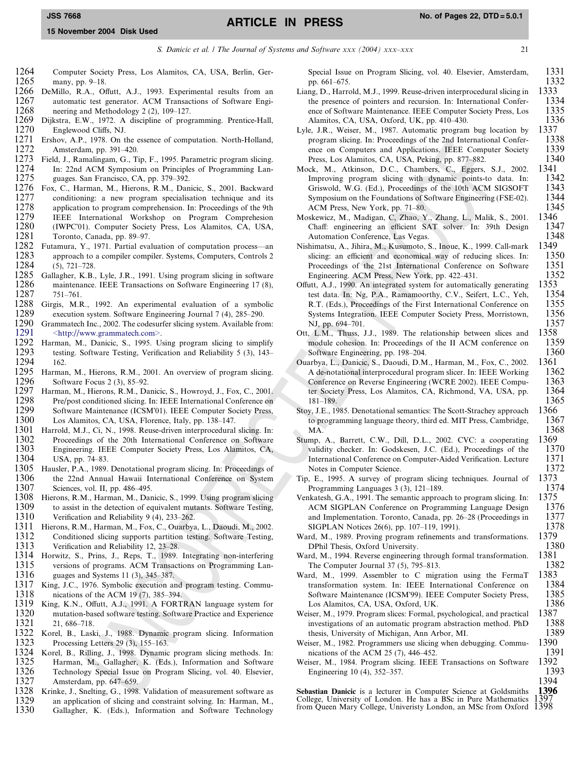Computer Society Press, Los Alamitos, CA, USA, Berlin, Germany, pp. 9–18.

DeMillo, R.A., Offutt, A.J., 1993. Experimental results from an automatic test generator. ACM Transactions of Software Engineering and Methodology 2 (2), 109–127.

Dijkstra, E.W., 1972. A discipline of programming. Prentice-Hall, Englewood Cliffs, NJ.

Ershov, A.P., 1978. On the essence of computation. North-Holland, Amsterdam, pp. 391–420.

Field, J., Ramalingam, G., Tip, F., 1995. Parametric program slicing. In: 22nd ACM Symposium on Principles of Programming Languages. San Francisco, CA, pp. 379–392.

Fox, C., Harman, M., Hierons, R.M., Danicic, S., 2001. Backward conditioning: a new program specialisation technique and its application to program comprehension. In: Proceedings of the 9th IEEE International Workshop on Program Comprehension (IWPC'01). Computer Society Press, Los Alamitos, CA, USA, Toronto, Canada, pp. 89–97.

Futamura, Y., 1971. Partial evaluation of computation process—an approach to a compiler compiler. Systems, Computers, Controls 2 (5), 721–728.

Gallagher, K.B., Lyle, J.R., 1991. Using program slicing in software maintenance. IEEE Transactions on Software Engineering 17 (8), 751–761.

Girgis, M.R., 1992. An experimental evaluation of a symbolic execution system. Software Engineering Journal 7 (4), 285–290.

Grammatech Inc., 2002. The codesurfer slicing system. Available from: <http://www.grammatech.com>.

Harman, M., Danicic, S., 1995. Using program slicing to simplify testing. Software Testing, Verification and Reliability 5 (3), 143–162.

Harman, M., Hierons, R.M., 2001. An overview of program slicing. Software Focus 2 (3), 85–92.

Harman, M., Hierons, R.M., Danicic, S., Howroyd, J., Fox, C., 2001. Pre/post conditioned slicing. In: IEEE International Conference on Software Maintenance (ICSM'01). IEEE Computer Society Press, Los Alamitos, CA, USA, Florence, Italy, pp. 138–147.

Harrold, M.J., Ci, N., 1998. Reuse-driven interprocedural slicing. In: Proceedings of the 20th International Conference on Software Engineering. IEEE Computer Society Press, Los Alamitos, CA, USA, pp. 74–83.

Hausler, P.A., 1989. Denotational program slicing. In: Proceedings of the 22nd Annual Hawaii International Conference on System Sciences, vol. II, pp. 486–495.

Hierons, R.M., Harman, M., Danicic, S., 1999. Using program slicing to assist in the detection of equivalent mutants. Software Testing, Verification and Reliability 9 (4), 233–262.

Hierons, R.M., Harman, M., Fox, C., Ouarbya, L., Daoudi, M., 2002. Conditioned slicing supports partition testing. Software Testing, Verification and Reliability 12, 23–28.

Horwitz, S., Prins, J., Reps, T., 1989. Integrating non-interfering versions of programs. ACM Transactions on Programming Languages and Systems 11 (3), 345–387.

King, J.C., 1976. Symbolic execution and program testing. Communications of the ACM 19 (7), 385–394.

King, K.N., Offutt, A.J., 1991. A FORTRAN language system for mutation-based software testing. Software Practice and Experience 21, 686–718.

Korel, B., Laski, J., 1988. Dynamic program slicing. Information Processing Letters 29 (3), 155–163.

Korel, B., Rilling, J., 1998. Dynamic program slicing methods. In: Harman, M., Gallagher, K. (Eds.), Information and Software Technology Special Issue on Program Slicing, vol. 40. Elsevier, Amsterdam, pp. 647–659.

Krinke, J., Snelting, G., 1998. Validation of measurement software as an application of slicing and constraint solving. In: Harman, M., Gallagher, K. (Eds.), Information and Software Technology Special Issue on Program Slicing, vol. 40. Elsevier, Amsterdam, pp. 661–675.

Liang, D., Harrold, M.J., 1999. Reuse-driven interprocedural slicing in the presence of pointers and recursion. In: International Conference of Software Maintenance. IEEE Computer Society Press, Los Alamitos, CA, USA, Oxford, UK, pp. 410–430.

Lyle, J.R., Weiser, M., 1987. Automatic program bug location by program slicing. In: Proceedings of the 2nd International Conference on Computers and Applications. IEEE Computer Society Press, Los Alamitos, CA, USA, Peking, pp. 877–882.

Mock, M., Atkinson, D.C., Chambers, C., Eggers, S.J., 2002. Improving program slicing with dynamic points-to data. In: Griswold, W.G. (Ed.), Proceedings of the 10th ACM SIGSOFT Symposium on the Foundations of Software Engineering (FSE-02). ACM Press, New York, pp. 71–80.

Moskewicz, M., Madigan, C., Zhao, Y., Zhang, L., Malik, S., 2001. Chaff: engineering an efficient SAT solver. In: 39th Design Automation Conference, Las Vegas.

Nishimatsu, A., Jihira, M., Kusumoto, S., Inoue, K., 1999. Call-mark slicing: an efficient and economical way of reducing slices. In: Proceedings of the 21st International Conference on Software Engineering. ACM Press, New York, pp. 422–431.

Offutt, A.J., 1990. An integrated system for automatically generating test data. In: Ng, P.A., Ramamoorthy, C.V., Seifert, L.C., Yeh, R.T. (Eds.), Proceedings of the First International Conference on Systems Integration. IEEE Computer Society Press, Morristown, NJ, pp. 694–701.

Ott, L.M., Thuss, J.J., 1989. The relationship between slices and module cohesion. In: Proceedings of the II ACM conference on Software Engineering, pp. 198–204.

Ouarbya, L., Danicic, S., Daoudi, D.M., Harman, M., Fox, C., 2002. A de-notational interprocedural program slicer. In: IEEE Working Conference on Reverse Engineering (WCRE 2002). IEEE Computer Society Press, Los Alamitos, CA, Richmond, VA, USA, pp. 181–189.

Stoy, J.E., 1985. Denotational semantics: The Scott-Strachey approach to programming language theory, third ed. MIT Press, Cambridge, MA.

Stump, A., Barrett, C.W., Dill, D.L., 2002. CVC: a cooperating validity checker. In: Godskesen, J.C. (Ed.), Proceedings of the International Conference on Computer-Aided Verification. Lecture Notes in Computer Science.

Tip, E., 1995. A survey of program slicing techniques. Journal of Programming Languages 3 (3), 121–189.

Venkatesh, G.A., 1991. The semantic approach to program slicing. In: ACM SIGPLAN Conference on Programming Language Design and Implementation. Toronto, Canada, pp. 26–28 (Proceedings in SIGPLAN Notices 26(6), pp. 107–119, 1991).

Ward, M., 1989. Proving program refinements and transformations. DPhil Thesis, Oxford University.

Ward, M., 1994. Reverse engineering through formal transformation. The Computer Journal 37 (5), 795–813.

Ward, M., 1999. Assembler to C migration using the FermaT transformation system. In: IEEE International Conference on Software Maintenance (ICSM'99). IEEE Computer Society Press, Los Alamitos, CA, USA, Oxford, UK.

Weiser, M., 1979. Program slices: Formal, psychological, and practical investigations of an automatic program abstraction method. PhD thesis, University of Michigan, Ann Arbor, MI.

Weiser, M., 1982. Programmers use slicing when debugging. Communications of the ACM 25 (7), 446–452.

Weiser, M., 1984. Program slicing. IEEE Transactions on Software Engineering 10 (4), 352–357.

**Sebastian Danicic** is a lecturer in Computer Science at Goldsmiths College, University of London. He has a BSc in Pure Mathematics from Queen Mary College, Univeristy London, an MSc from Oxford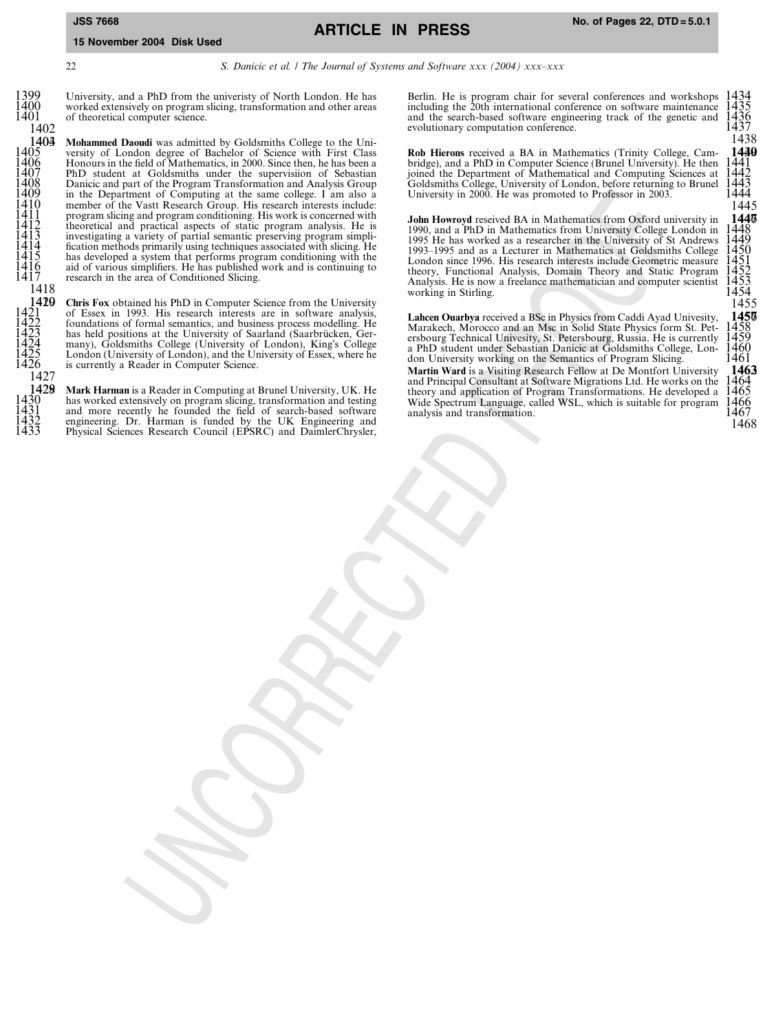University, and a PhD from the univeristy of North London. He has worked extensively on program slicing, transformation and other areas of theoretical computer science.

**Mohammed Daoudi** was admitted by Goldsmiths College to the University of London degree of Bachelor of Science with First Class Honours in the field of Mathematics, in 2000. Since then, he has been a PhD student at Goldsmiths under the supervisiion of Sebastian Danicic and part of the Program Transformation and Analysis Group in the Department of Computing at the same college. I am also a member of the Vastt Research Group. His research interests include: program slicing and program conditioning. His work is concerned with theoretical and practical aspects of static program analysis. He is investigating a variety of partial semantic preserving program simplification methods primarily using techniques associated with slicing. He has developed a system that performs program conditioning with the aid of various simplifiers. He has published work and is continuing to research in the area of Conditioned Slicing.

**Chris Fox** obtained his PhD in Computer Science from the University of Essex in 1993. His research interests are in software analysis, foundations of formal semantics, and business process modelling. He has held positions at the University of Saarland (Saarbrücken, Germany), Goldsmiths College (University of London), King's College London (University of London), and the University of Essex, where he is currently a Reader in Computer Science.

**Mark Harman** is a Reader in Computing at Brunel University, UK. He has worked extensively on program slicing, transformation and testing and more recently he founded the field of search-based software engineering. Dr. Harman is funded by the UK Engineering and Physical Sciences Research Council (EPSRC) and DaimlerChrysler, Berlin. He is program chair for several conferences and workshops including the 20th international conference on software maintenance and the search-based software engineering track of the genetic and evolutionary computation conference.

**Rob Hierons** received a BA in Mathematics (Trinity College, Cambridge), and a PhD in Computer Science (Brunel University). He then joined the Department of Mathematical and Computing Sciences at Goldsmiths College, University of London, before returning to Brunel University in 2000. He was promoted to Professor in 2003.

**John Howroyd** reseived BA in Mathematics from Oxford university in 1990, and a PhD in Mathematics from University College London in 1995 He has worked as a researcher in the University of St Andrews 1993–1995 and as a Lecturer in Mathematics at Goldsmiths College London since 1996. His research interests include Geometric measure theory, Functional Analysis, Domain Theory and Static Program Analysis. He is now a freelance mathematician and computer scientist working in Stirling.

**Lahcen Ouarbya** received a BSc in Physics from Caddi Ayad Univesity, Marakech, Morocco and an Msc in Solid State Physics form St. Petersbourg Technical Univesity, St. Petersbourg, Russia. He is currently a PhD student under Sebastian Danicic at Goldsmiths College, London University working on the Semantics of Program Slicing.

**Martin Ward** is a Visiting Research Fellow at De Montfort University and Principal Consultant at Software Migrations Ltd. He works on the theory and application of Program Transformations. He developed a Wide Spectrum Language, called WSL, which is suitable for program analysis and transformation.